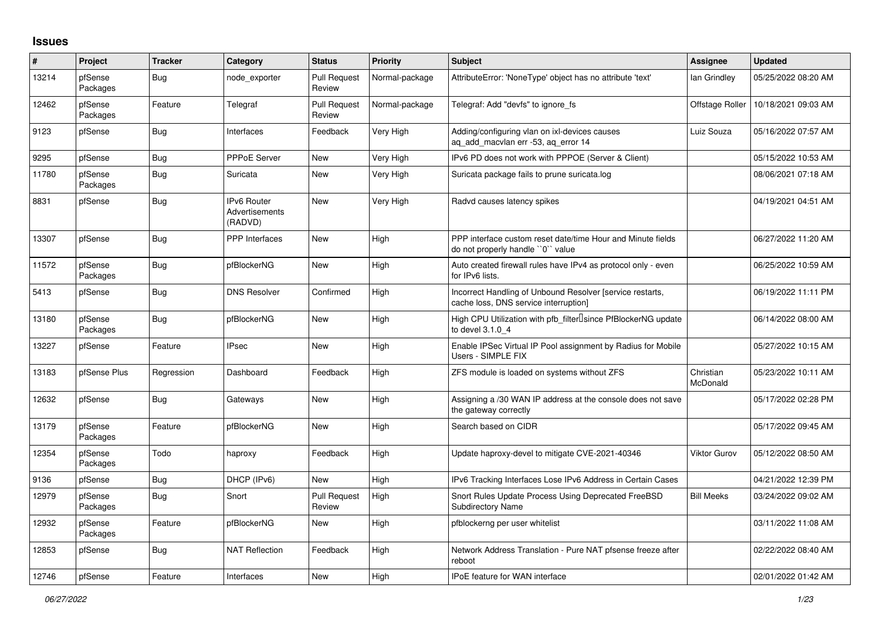# Issues

| # | Project | Tracker | Category | Status | Priority | Subject | Assignee | Updated |
|---|---|---|---|---|---|---|---|---|
| 13214 | pfSense Packages | Bug | node_exporter | Pull Request Review | Normal-package | AttributeError: 'NoneType' object has no attribute 'text' | Ian Grindley | 05/25/2022 08:20 AM |
| 12462 | pfSense Packages | Feature | Telegraf | Pull Request Review | Normal-package | Telegraf: Add "devfs" to ignore_fs | Offstage Roller | 10/18/2021 09:03 AM |
| 9123 | pfSense | Bug | Interfaces | Feedback | Very High | Adding/configuring vlan on ixl-devices causes aq_add_macvlan err -53, aq_error 14 | Luiz Souza | 05/16/2022 07:57 AM |
| 9295 | pfSense | Bug | PPPoE Server | New | Very High | IPv6 PD does not work with PPPOE (Server & Client) | | 05/15/2022 10:53 AM |
| 11780 | pfSense Packages | Bug | Suricata | New | Very High | Suricata package fails to prune suricata.log | | 08/06/2021 07:18 AM |
| 8831 | pfSense | Bug | IPv6 Router Advertisements (RADVD) | New | Very High | Radvd causes latency spikes | | 04/19/2021 04:51 AM |
| 13307 | pfSense | Bug | PPP Interfaces | New | High | PPP interface custom reset date/time Hour and Minute fields do not properly handle ``0`` value | | 06/27/2022 11:20 AM |
| 11572 | pfSense Packages | Bug | pfBlockerNG | New | High | Auto created firewall rules have IPv4 as protocol only - even for IPv6 lists. | | 06/25/2022 10:59 AM |
| 5413 | pfSense | Bug | DNS Resolver | Confirmed | High | Incorrect Handling of Unbound Resolver [service restarts, cache loss, DNS service interruption] | | 06/19/2022 11:11 PM |
| 13180 | pfSense Packages | Bug | pfBlockerNG | New | High | High CPU Utilization with pfb_filter since PfBlockerNG update to devel 3.1.0_4 | | 06/14/2022 08:00 AM |
| 13227 | pfSense | Feature | IPsec | New | High | Enable IPSec Virtual IP Pool assignment by Radius for Mobile Users - SIMPLE FIX | | 05/27/2022 10:15 AM |
| 13183 | pfSense Plus | Regression | Dashboard | Feedback | High | ZFS module is loaded on systems without ZFS | Christian McDonald | 05/23/2022 10:11 AM |
| 12632 | pfSense | Bug | Gateways | New | High | Assigning a /30 WAN IP address at the console does not save the gateway correctly | | 05/17/2022 02:28 PM |
| 13179 | pfSense Packages | Feature | pfBlockerNG | New | High | Search based on CIDR | | 05/17/2022 09:45 AM |
| 12354 | pfSense Packages | Todo | haproxy | Feedback | High | Update haproxy-devel to mitigate CVE-2021-40346 | Viktor Gurov | 05/12/2022 08:50 AM |
| 9136 | pfSense | Bug | DHCP (IPv6) | New | High | IPv6 Tracking Interfaces Lose IPv6 Address in Certain Cases | | 04/21/2022 12:39 PM |
| 12979 | pfSense Packages | Bug | Snort | Pull Request Review | High | Snort Rules Update Process Using Deprecated FreeBSD Subdirectory Name | Bill Meeks | 03/24/2022 09:02 AM |
| 12932 | pfSense Packages | Feature | pfBlockerNG | New | High | pfblockerng per user whitelist | | 03/11/2022 11:08 AM |
| 12853 | pfSense | Bug | NAT Reflection | Feedback | High | Network Address Translation - Pure NAT pfsense freeze after reboot | | 02/22/2022 08:40 AM |
| 12746 | pfSense | Feature | Interfaces | New | High | IPoE feature for WAN interface | | 02/01/2022 01:42 AM |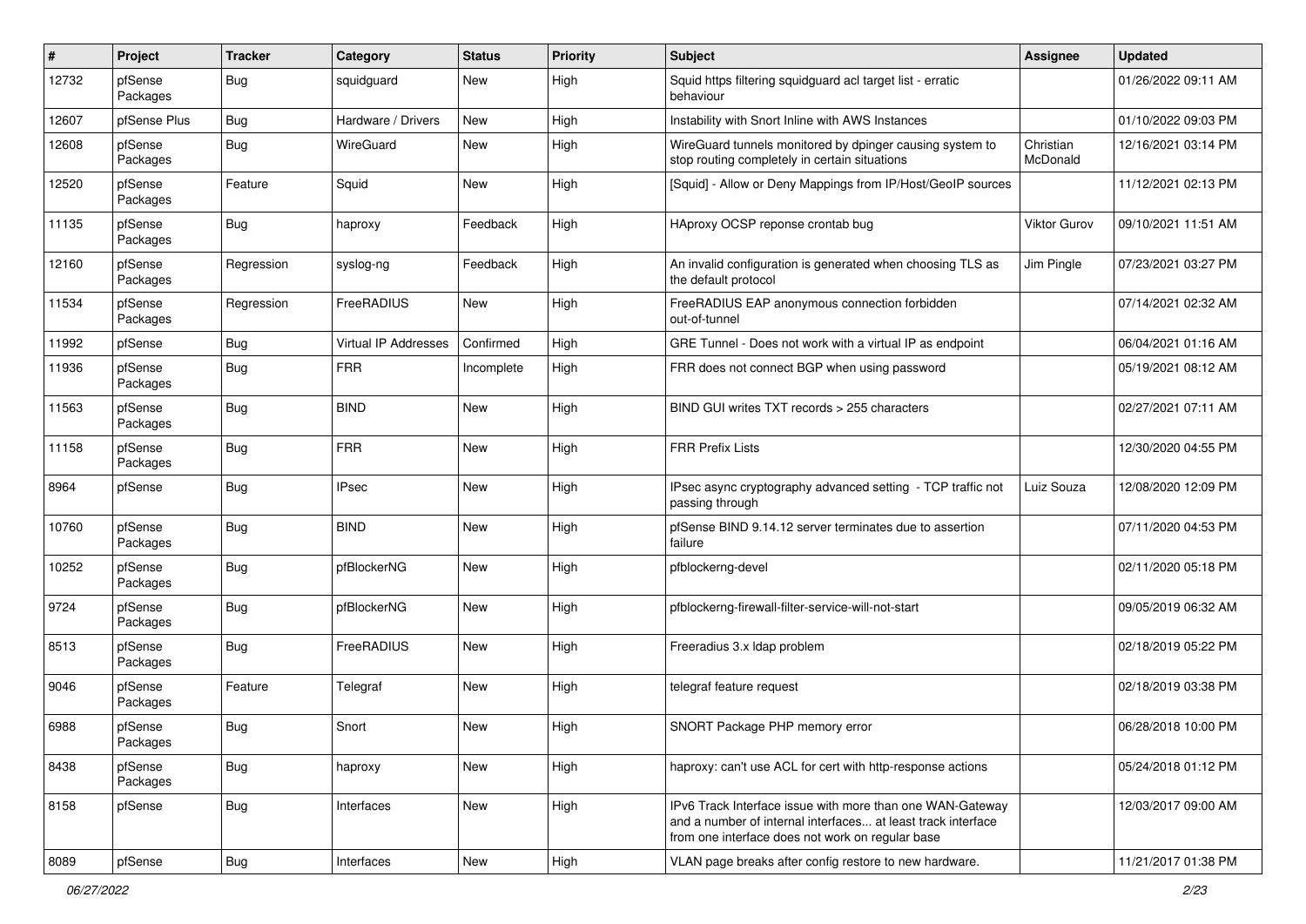| # | Project | Tracker | Category | Status | Priority | Subject | Assignee | Updated |
|---|---|---|---|---|---|---|---|---|
| 12732 | pfSense Packages | Bug | squidguard | New | High | Squid https filtering squidguard acl target list - erratic behaviour | | 01/26/2022 09:11 AM |
| 12607 | pfSense Plus | Bug | Hardware / Drivers | New | High | Instability with Snort Inline with AWS Instances | | 01/10/2022 09:03 PM |
| 12608 | pfSense Packages | Bug | WireGuard | New | High | WireGuard tunnels monitored by dpinger causing system to stop routing completely in certain situations | Christian McDonald | 12/16/2021 03:14 PM |
| 12520 | pfSense Packages | Feature | Squid | New | High | [Squid] - Allow or Deny Mappings from IP/Host/GeoIP sources | | 11/12/2021 02:13 PM |
| 11135 | pfSense Packages | Bug | haproxy | Feedback | High | HAproxy OCSP reponse crontab bug | Viktor Gurov | 09/10/2021 11:51 AM |
| 12160 | pfSense Packages | Regression | syslog-ng | Feedback | High | An invalid configuration is generated when choosing TLS as the default protocol | Jim Pingle | 07/23/2021 03:27 PM |
| 11534 | pfSense Packages | Regression | FreeRADIUS | New | High | FreeRADIUS EAP anonymous connection forbidden out-of-tunnel | | 07/14/2021 02:32 AM |
| 11992 | pfSense | Bug | Virtual IP Addresses | Confirmed | High | GRE Tunnel - Does not work with a virtual IP as endpoint | | 06/04/2021 01:16 AM |
| 11936 | pfSense Packages | Bug | FRR | Incomplete | High | FRR does not connect BGP when using password | | 05/19/2021 08:12 AM |
| 11563 | pfSense Packages | Bug | BIND | New | High | BIND GUI writes TXT records > 255 characters | | 02/27/2021 07:11 AM |
| 11158 | pfSense Packages | Bug | FRR | New | High | FRR Prefix Lists | | 12/30/2020 04:55 PM |
| 8964 | pfSense | Bug | IPsec | New | High | IPsec async cryptography advanced setting - TCP traffic not passing through | Luiz Souza | 12/08/2020 12:09 PM |
| 10760 | pfSense Packages | Bug | BIND | New | High | pfSense BIND 9.14.12 server terminates due to assertion failure | | 07/11/2020 04:53 PM |
| 10252 | pfSense Packages | Bug | pfBlockerNG | New | High | pfblockerng-devel | | 02/11/2020 05:18 PM |
| 9724 | pfSense Packages | Bug | pfBlockerNG | New | High | pfblockerng-firewall-filter-service-will-not-start | | 09/05/2019 06:32 AM |
| 8513 | pfSense Packages | Bug | FreeRADIUS | New | High | Freeradius 3.x ldap problem | | 02/18/2019 05:22 PM |
| 9046 | pfSense Packages | Feature | Telegraf | New | High | telegraf feature request | | 02/18/2019 03:38 PM |
| 6988 | pfSense Packages | Bug | Snort | New | High | SNORT Package PHP memory error | | 06/28/2018 10:00 PM |
| 8438 | pfSense Packages | Bug | haproxy | New | High | haproxy: can't use ACL for cert with http-response actions | | 05/24/2018 01:12 PM |
| 8158 | pfSense | Bug | Interfaces | New | High | IPv6 Track Interface issue with more than one WAN-Gateway and a number of internal interfaces... at least track interface from one interface does not work on regular base | | 12/03/2017 09:00 AM |
| 8089 | pfSense | Bug | Interfaces | New | High | VLAN page breaks after config restore to new hardware. | | 11/21/2017 01:38 PM |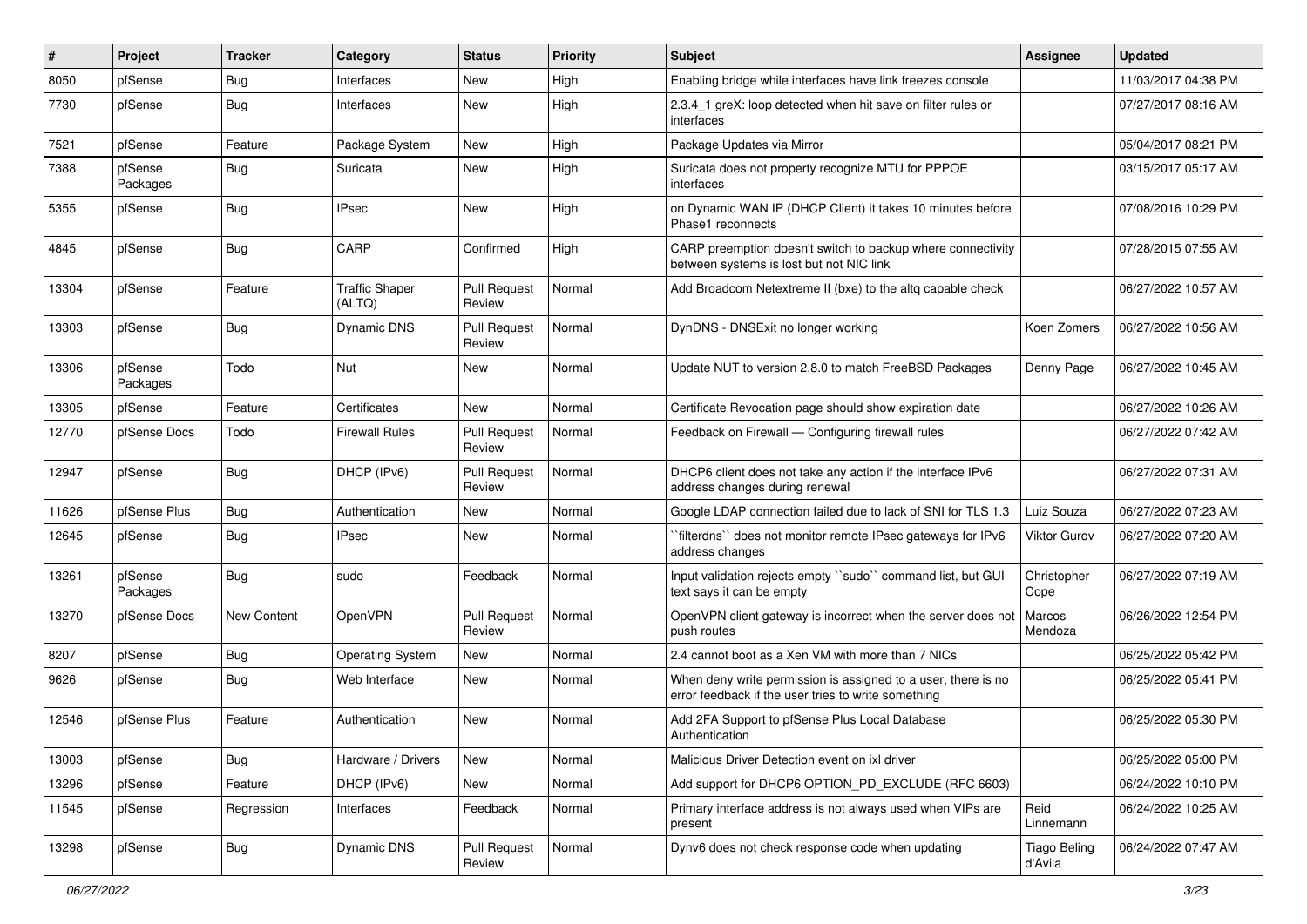| # | Project | Tracker | Category | Status | Priority | Subject | Assignee | Updated |
|---|---|---|---|---|---|---|---|---|
| 8050 | pfSense | Bug | Interfaces | New | High | Enabling bridge while interfaces have link freezes console | | 11/03/2017 04:38 PM |
| 7730 | pfSense | Bug | Interfaces | New | High | 2.3.4_1 greX: loop detected when hit save on filter rules or interfaces | | 07/27/2017 08:16 AM |
| 7521 | pfSense | Feature | Package System | New | High | Package Updates via Mirror | | 05/04/2017 08:21 PM |
| 7388 | pfSense Packages | Bug | Suricata | New | High | Suricata does not property recognize MTU for PPPOE interfaces | | 03/15/2017 05:17 AM |
| 5355 | pfSense | Bug | IPsec | New | High | on Dynamic WAN IP (DHCP Client) it takes 10 minutes before Phase1 reconnects | | 07/08/2016 10:29 PM |
| 4845 | pfSense | Bug | CARP | Confirmed | High | CARP preemption doesn't switch to backup where connectivity between systems is lost but not NIC link | | 07/28/2015 07:55 AM |
| 13304 | pfSense | Feature | Traffic Shaper (ALTQ) | Pull Request Review | Normal | Add Broadcom Netextreme II (bxe) to the altq capable check | | 06/27/2022 10:57 AM |
| 13303 | pfSense | Bug | Dynamic DNS | Pull Request Review | Normal | DynDNS - DNSExit no longer working | Koen Zomers | 06/27/2022 10:56 AM |
| 13306 | pfSense Packages | Todo | Nut | New | Normal | Update NUT to version 2.8.0 to match FreeBSD Packages | Denny Page | 06/27/2022 10:45 AM |
| 13305 | pfSense | Feature | Certificates | New | Normal | Certificate Revocation page should show expiration date | | 06/27/2022 10:26 AM |
| 12770 | pfSense Docs | Todo | Firewall Rules | Pull Request Review | Normal | Feedback on Firewall — Configuring firewall rules | | 06/27/2022 07:42 AM |
| 12947 | pfSense | Bug | DHCP (IPv6) | Pull Request Review | Normal | DHCP6 client does not take any action if the interface IPv6 address changes during renewal | | 06/27/2022 07:31 AM |
| 11626 | pfSense Plus | Bug | Authentication | New | Normal | Google LDAP connection failed due to lack of SNI for TLS 1.3 | Luiz Souza | 06/27/2022 07:23 AM |
| 12645 | pfSense | Bug | IPsec | New | Normal | ``filterdns`` does not monitor remote IPsec gateways for IPv6 address changes | Viktor Gurov | 06/27/2022 07:20 AM |
| 13261 | pfSense Packages | Bug | sudo | Feedback | Normal | Input validation rejects empty ``sudo`` command list, but GUI text says it can be empty | Christopher Cope | 06/27/2022 07:19 AM |
| 13270 | pfSense Docs | New Content | OpenVPN | Pull Request Review | Normal | OpenVPN client gateway is incorrect when the server does not push routes | Marcos Mendoza | 06/26/2022 12:54 PM |
| 8207 | pfSense | Bug | Operating System | New | Normal | 2.4 cannot boot as a Xen VM with more than 7 NICs | | 06/25/2022 05:42 PM |
| 9626 | pfSense | Bug | Web Interface | New | Normal | When deny write permission is assigned to a user, there is no error feedback if the user tries to write something | | 06/25/2022 05:41 PM |
| 12546 | pfSense Plus | Feature | Authentication | New | Normal | Add 2FA Support to pfSense Plus Local Database Authentication | | 06/25/2022 05:30 PM |
| 13003 | pfSense | Bug | Hardware / Drivers | New | Normal | Malicious Driver Detection event on ixl driver | | 06/25/2022 05:00 PM |
| 13296 | pfSense | Feature | DHCP (IPv6) | New | Normal | Add support for DHCP6 OPTION_PD_EXCLUDE (RFC 6603) | | 06/24/2022 10:10 PM |
| 11545 | pfSense | Regression | Interfaces | Feedback | Normal | Primary interface address is not always used when VIPs are present | Reid Linnemann | 06/24/2022 10:25 AM |
| 13298 | pfSense | Bug | Dynamic DNS | Pull Request Review | Normal | Dynv6 does not check response code when updating | Tiago Beling d'Avila | 06/24/2022 07:47 AM |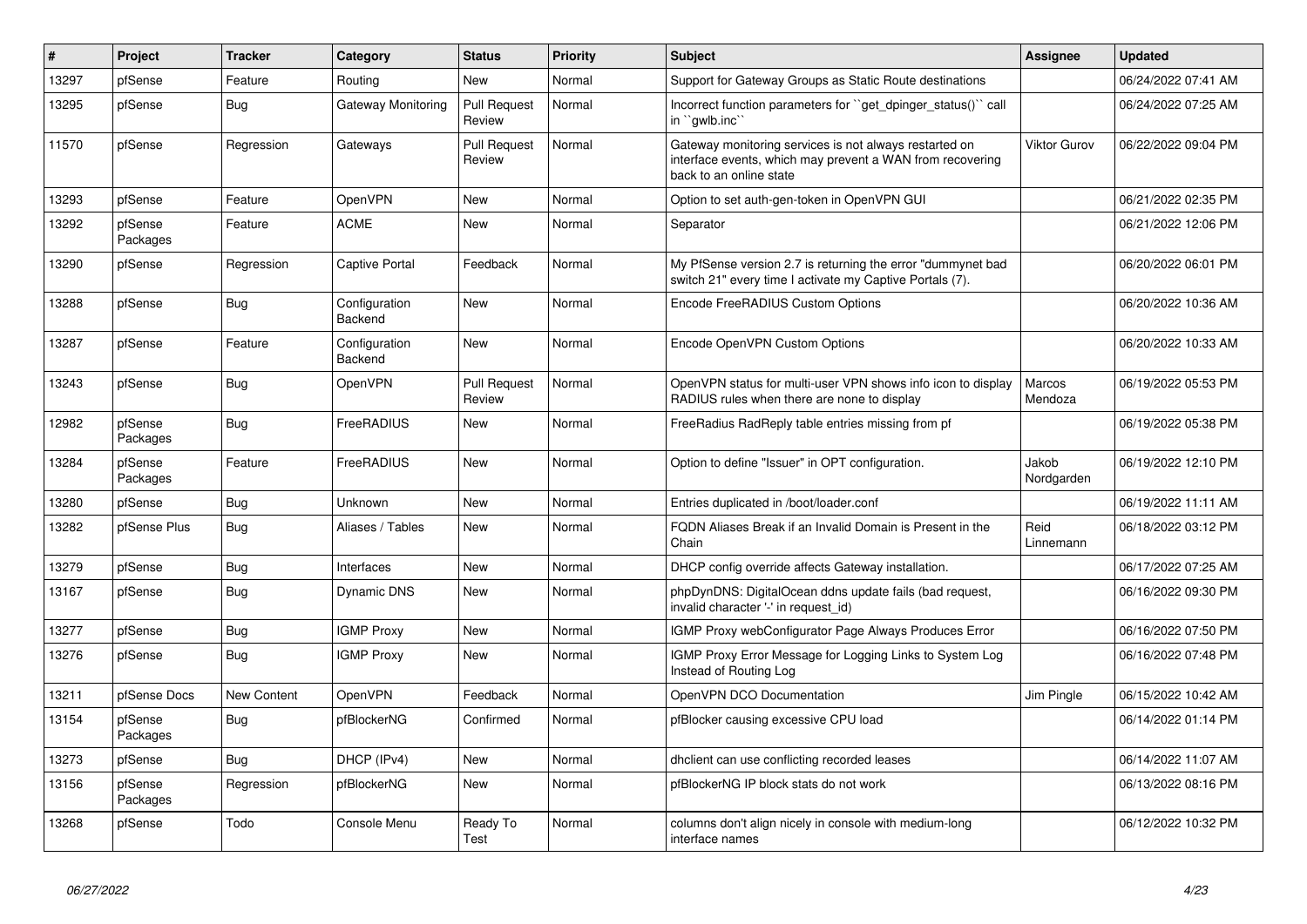| # | Project | Tracker | Category | Status | Priority | Subject | Assignee | Updated |
|---|---|---|---|---|---|---|---|---|
| 13297 | pfSense | Feature | Routing | New | Normal | Support for Gateway Groups as Static Route destinations | | 06/24/2022 07:41 AM |
| 13295 | pfSense | Bug | Gateway Monitoring | Pull Request Review | Normal | Incorrect function parameters for ``get_dpinger_status()`` call in ``gwlb.inc`` | | 06/24/2022 07:25 AM |
| 11570 | pfSense | Regression | Gateways | Pull Request Review | Normal | Gateway monitoring services is not always restarted on interface events, which may prevent a WAN from recovering back to an online state | Viktor Gurov | 06/22/2022 09:04 PM |
| 13293 | pfSense | Feature | OpenVPN | New | Normal | Option to set auth-gen-token in OpenVPN GUI | | 06/21/2022 02:35 PM |
| 13292 | pfSense Packages | Feature | ACME | New | Normal | Separator | | 06/21/2022 12:06 PM |
| 13290 | pfSense | Regression | Captive Portal | Feedback | Normal | My PfSense version 2.7 is returning the error "dummynet bad switch 21" every time I activate my Captive Portals (7). | | 06/20/2022 06:01 PM |
| 13288 | pfSense | Bug | Configuration Backend | New | Normal | Encode FreeRADIUS Custom Options | | 06/20/2022 10:36 AM |
| 13287 | pfSense | Feature | Configuration Backend | New | Normal | Encode OpenVPN Custom Options | | 06/20/2022 10:33 AM |
| 13243 | pfSense | Bug | OpenVPN | Pull Request Review | Normal | OpenVPN status for multi-user VPN shows info icon to display RADIUS rules when there are none to display | Marcos Mendoza | 06/19/2022 05:53 PM |
| 12982 | pfSense Packages | Bug | FreeRADIUS | New | Normal | FreeRadius RadReply table entries missing from pf | | 06/19/2022 05:38 PM |
| 13284 | pfSense Packages | Feature | FreeRADIUS | New | Normal | Option to define "Issuer" in OPT configuration. | Jakob Nordgarden | 06/19/2022 12:10 PM |
| 13280 | pfSense | Bug | Unknown | New | Normal | Entries duplicated in /boot/loader.conf | | 06/19/2022 11:11 AM |
| 13282 | pfSense Plus | Bug | Aliases / Tables | New | Normal | FQDN Aliases Break if an Invalid Domain is Present in the Chain | Reid Linnemann | 06/18/2022 03:12 PM |
| 13279 | pfSense | Bug | Interfaces | New | Normal | DHCP config override affects Gateway installation. | | 06/17/2022 07:25 AM |
| 13167 | pfSense | Bug | Dynamic DNS | New | Normal | phpDynDNS: DigitalOcean ddns update fails (bad request, invalid character '-' in request_id) | | 06/16/2022 09:30 PM |
| 13277 | pfSense | Bug | IGMP Proxy | New | Normal | IGMP Proxy webConfigurator Page Always Produces Error | | 06/16/2022 07:50 PM |
| 13276 | pfSense | Bug | IGMP Proxy | New | Normal | IGMP Proxy Error Message for Logging Links to System Log Instead of Routing Log | | 06/16/2022 07:48 PM |
| 13211 | pfSense Docs | New Content | OpenVPN | Feedback | Normal | OpenVPN DCO Documentation | Jim Pingle | 06/15/2022 10:42 AM |
| 13154 | pfSense Packages | Bug | pfBlockerNG | Confirmed | Normal | pfBlocker causing excessive CPU load | | 06/14/2022 01:14 PM |
| 13273 | pfSense | Bug | DHCP (IPv4) | New | Normal | dhclient can use conflicting recorded leases | | 06/14/2022 11:07 AM |
| 13156 | pfSense Packages | Regression | pfBlockerNG | New | Normal | pfBlockerNG IP block stats do not work | | 06/13/2022 08:16 PM |
| 13268 | pfSense | Todo | Console Menu | Ready To Test | Normal | columns don't align nicely in console with medium-long interface names | | 06/12/2022 10:32 PM |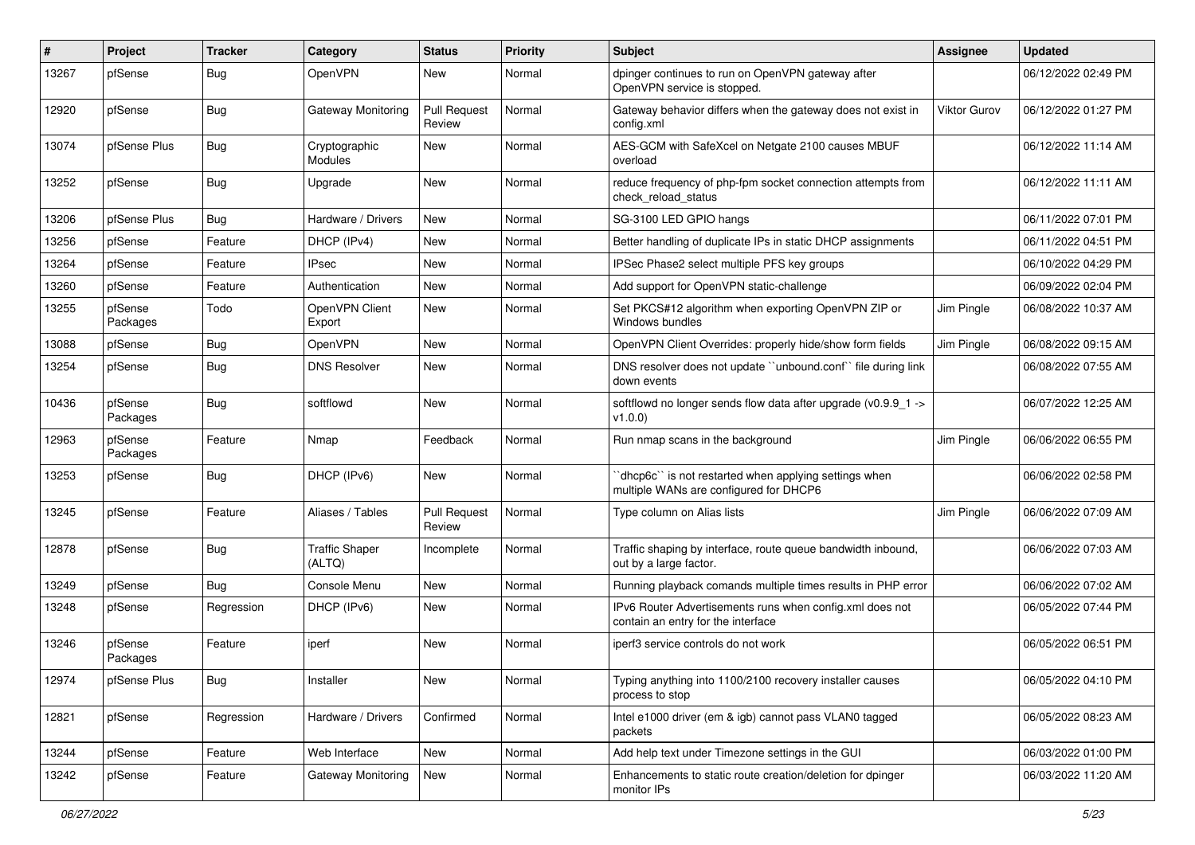| # | Project | Tracker | Category | Status | Priority | Subject | Assignee | Updated |
|---|---|---|---|---|---|---|---|---|
| 13267 | pfSense | Bug | OpenVPN | New | Normal | dpinger continues to run on OpenVPN gateway after OpenVPN service is stopped. | | 06/12/2022 02:49 PM |
| 12920 | pfSense | Bug | Gateway Monitoring | Pull Request Review | Normal | Gateway behavior differs when the gateway does not exist in config.xml | Viktor Gurov | 06/12/2022 01:27 PM |
| 13074 | pfSense Plus | Bug | Cryptographic Modules | New | Normal | AES-GCM with SafeXcel on Netgate 2100 causes MBUF overload | | 06/12/2022 11:14 AM |
| 13252 | pfSense | Bug | Upgrade | New | Normal | reduce frequency of php-fpm socket connection attempts from check_reload_status | | 06/12/2022 11:11 AM |
| 13206 | pfSense Plus | Bug | Hardware / Drivers | New | Normal | SG-3100 LED GPIO hangs | | 06/11/2022 07:01 PM |
| 13256 | pfSense | Feature | DHCP (IPv4) | New | Normal | Better handling of duplicate IPs in static DHCP assignments | | 06/11/2022 04:51 PM |
| 13264 | pfSense | Feature | IPsec | New | Normal | IPSec Phase2 select multiple PFS key groups | | 06/10/2022 04:29 PM |
| 13260 | pfSense | Feature | Authentication | New | Normal | Add support for OpenVPN static-challenge | | 06/09/2022 02:04 PM |
| 13255 | pfSense Packages | Todo | OpenVPN Client Export | New | Normal | Set PKCS#12 algorithm when exporting OpenVPN ZIP or Windows bundles | Jim Pingle | 06/08/2022 10:37 AM |
| 13088 | pfSense | Bug | OpenVPN | New | Normal | OpenVPN Client Overrides: properly hide/show form fields | Jim Pingle | 06/08/2022 09:15 AM |
| 13254 | pfSense | Bug | DNS Resolver | New | Normal | DNS resolver does not update ``unbound.conf`` file during link down events | | 06/08/2022 07:55 AM |
| 10436 | pfSense Packages | Bug | softflowd | New | Normal | softflowd no longer sends flow data after upgrade (v0.9.9_1 -> v1.0.0) | | 06/07/2022 12:25 AM |
| 12963 | pfSense Packages | Feature | Nmap | Feedback | Normal | Run nmap scans in the background | Jim Pingle | 06/06/2022 06:55 PM |
| 13253 | pfSense | Bug | DHCP (IPv6) | New | Normal | ``dhcp6c`` is not restarted when applying settings when multiple WANs are configured for DHCP6 | | 06/06/2022 02:58 PM |
| 13245 | pfSense | Feature | Aliases / Tables | Pull Request Review | Normal | Type column on Alias lists | Jim Pingle | 06/06/2022 07:09 AM |
| 12878 | pfSense | Bug | Traffic Shaper (ALTQ) | Incomplete | Normal | Traffic shaping by interface, route queue bandwidth inbound, out by a large factor. | | 06/06/2022 07:03 AM |
| 13249 | pfSense | Bug | Console Menu | New | Normal | Running playback comands multiple times results in PHP error | | 06/06/2022 07:02 AM |
| 13248 | pfSense | Regression | DHCP (IPv6) | New | Normal | IPv6 Router Advertisements runs when config.xml does not contain an entry for the interface | | 06/05/2022 07:44 PM |
| 13246 | pfSense Packages | Feature | iperf | New | Normal | iperf3 service controls do not work | | 06/05/2022 06:51 PM |
| 12974 | pfSense Plus | Bug | Installer | New | Normal | Typing anything into 1100/2100 recovery installer causes process to stop | | 06/05/2022 04:10 PM |
| 12821 | pfSense | Regression | Hardware / Drivers | Confirmed | Normal | Intel e1000 driver (em & igb) cannot pass VLAN0 tagged packets | | 06/05/2022 08:23 AM |
| 13244 | pfSense | Feature | Web Interface | New | Normal | Add help text under Timezone settings in the GUI | | 06/03/2022 01:00 PM |
| 13242 | pfSense | Feature | Gateway Monitoring | New | Normal | Enhancements to static route creation/deletion for dpinger monitor IPs | | 06/03/2022 11:20 AM |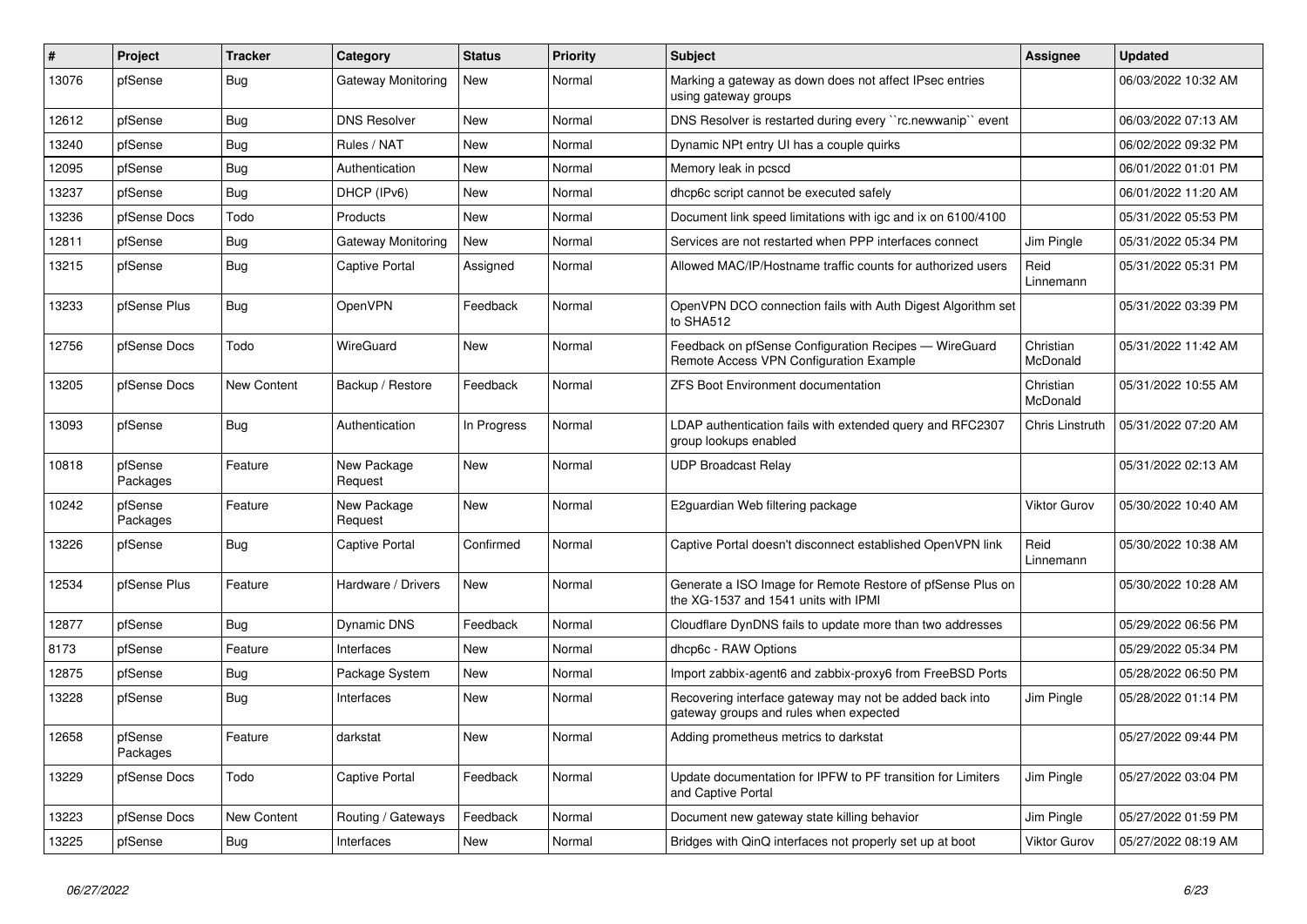| # | Project | Tracker | Category | Status | Priority | Subject | Assignee | Updated |
|---|---|---|---|---|---|---|---|---|
| 13076 | pfSense | Bug | Gateway Monitoring | New | Normal | Marking a gateway as down does not affect IPsec entries using gateway groups | | 06/03/2022 10:32 AM |
| 12612 | pfSense | Bug | DNS Resolver | New | Normal | DNS Resolver is restarted during every ``rc.newwanip`` event | | 06/03/2022 07:13 AM |
| 13240 | pfSense | Bug | Rules / NAT | New | Normal | Dynamic NPt entry UI has a couple quirks | | 06/02/2022 09:32 PM |
| 12095 | pfSense | Bug | Authentication | New | Normal | Memory leak in pcscd | | 06/01/2022 01:01 PM |
| 13237 | pfSense | Bug | DHCP (IPv6) | New | Normal | dhcp6c script cannot be executed safely | | 06/01/2022 11:20 AM |
| 13236 | pfSense Docs | Todo | Products | New | Normal | Document link speed limitations with igc and ix on 6100/4100 | | 05/31/2022 05:53 PM |
| 12811 | pfSense | Bug | Gateway Monitoring | New | Normal | Services are not restarted when PPP interfaces connect | Jim Pingle | 05/31/2022 05:34 PM |
| 13215 | pfSense | Bug | Captive Portal | Assigned | Normal | Allowed MAC/IP/Hostname traffic counts for authorized users | Reid Linnemann | 05/31/2022 05:31 PM |
| 13233 | pfSense Plus | Bug | OpenVPN | Feedback | Normal | OpenVPN DCO connection fails with Auth Digest Algorithm set to SHA512 | | 05/31/2022 03:39 PM |
| 12756 | pfSense Docs | Todo | WireGuard | New | Normal | Feedback on pfSense Configuration Recipes — WireGuard Remote Access VPN Configuration Example | Christian McDonald | 05/31/2022 11:42 AM |
| 13205 | pfSense Docs | New Content | Backup / Restore | Feedback | Normal | ZFS Boot Environment documentation | Christian McDonald | 05/31/2022 10:55 AM |
| 13093 | pfSense | Bug | Authentication | In Progress | Normal | LDAP authentication fails with extended query and RFC2307 group lookups enabled | Chris Linstruth | 05/31/2022 07:20 AM |
| 10818 | pfSense Packages | Feature | New Package Request | New | Normal | UDP Broadcast Relay | | 05/31/2022 02:13 AM |
| 10242 | pfSense Packages | Feature | New Package Request | New | Normal | E2guardian Web filtering package | Viktor Gurov | 05/30/2022 10:40 AM |
| 13226 | pfSense | Bug | Captive Portal | Confirmed | Normal | Captive Portal doesn't disconnect established OpenVPN link | Reid Linnemann | 05/30/2022 10:38 AM |
| 12534 | pfSense Plus | Feature | Hardware / Drivers | New | Normal | Generate a ISO Image for Remote Restore of pfSense Plus on the XG-1537 and 1541 units with IPMI | | 05/30/2022 10:28 AM |
| 12877 | pfSense | Bug | Dynamic DNS | Feedback | Normal | Cloudflare DynDNS fails to update more than two addresses | | 05/29/2022 06:56 PM |
| 8173 | pfSense | Feature | Interfaces | New | Normal | dhcp6c - RAW Options | | 05/29/2022 05:34 PM |
| 12875 | pfSense | Bug | Package System | New | Normal | Import zabbix-agent6 and zabbix-proxy6 from FreeBSD Ports | | 05/28/2022 06:50 PM |
| 13228 | pfSense | Bug | Interfaces | New | Normal | Recovering interface gateway may not be added back into gateway groups and rules when expected | Jim Pingle | 05/28/2022 01:14 PM |
| 12658 | pfSense Packages | Feature | darkstat | New | Normal | Adding prometheus metrics to darkstat | | 05/27/2022 09:44 PM |
| 13229 | pfSense Docs | Todo | Captive Portal | Feedback | Normal | Update documentation for IPFW to PF transition for Limiters and Captive Portal | Jim Pingle | 05/27/2022 03:04 PM |
| 13223 | pfSense Docs | New Content | Routing / Gateways | Feedback | Normal | Document new gateway state killing behavior | Jim Pingle | 05/27/2022 01:59 PM |
| 13225 | pfSense | Bug | Interfaces | New | Normal | Bridges with QinQ interfaces not properly set up at boot | Viktor Gurov | 05/27/2022 08:19 AM |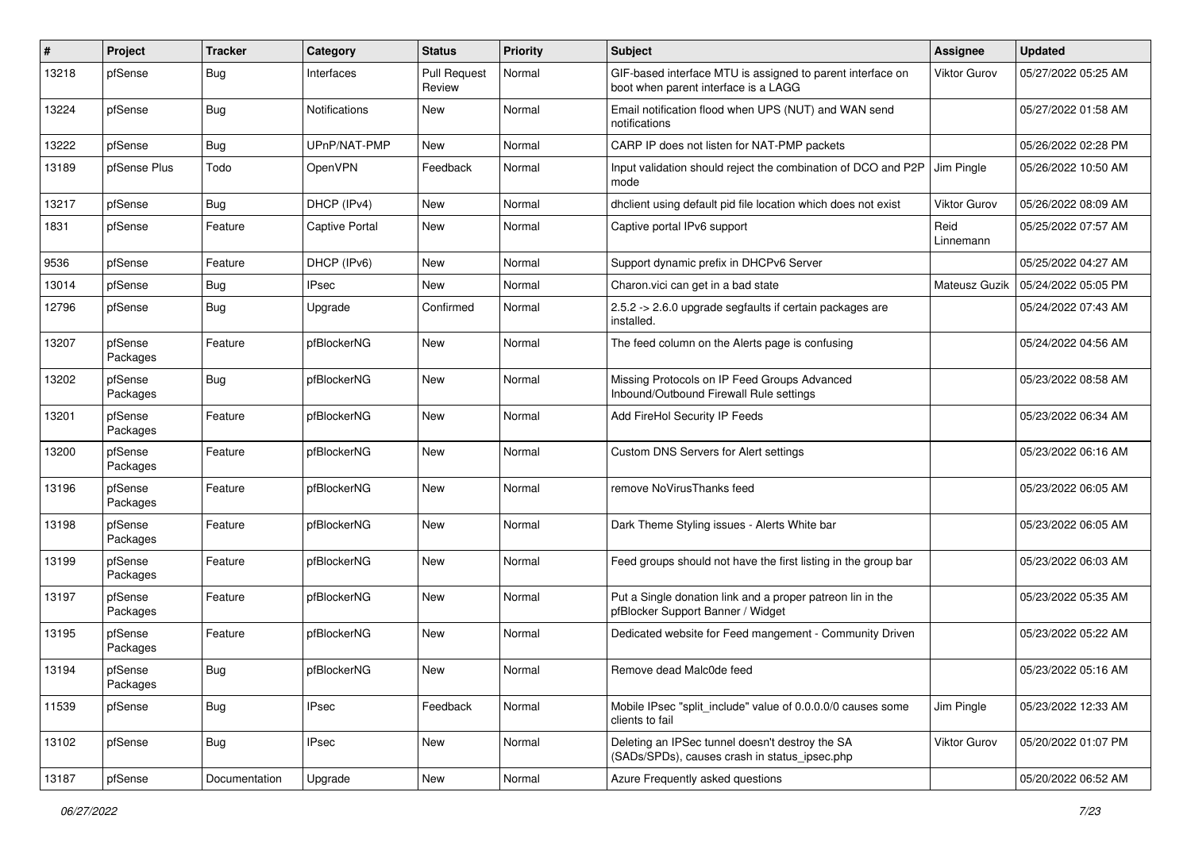| # | Project | Tracker | Category | Status | Priority | Subject | Assignee | Updated |
|---|---|---|---|---|---|---|---|---|
| 13218 | pfSense | Bug | Interfaces | Pull Request Review | Normal | GIF-based interface MTU is assigned to parent interface on boot when parent interface is a LAGG | Viktor Gurov | 05/27/2022 05:25 AM |
| 13224 | pfSense | Bug | Notifications | New | Normal | Email notification flood when UPS (NUT) and WAN send notifications | | 05/27/2022 01:58 AM |
| 13222 | pfSense | Bug | UPnP/NAT-PMP | New | Normal | CARP IP does not listen for NAT-PMP packets | | 05/26/2022 02:28 PM |
| 13189 | pfSense Plus | Todo | OpenVPN | Feedback | Normal | Input validation should reject the combination of DCO and P2P mode | Jim Pingle | 05/26/2022 10:50 AM |
| 13217 | pfSense | Bug | DHCP (IPv4) | New | Normal | dhclient using default pid file location which does not exist | Viktor Gurov | 05/26/2022 08:09 AM |
| 1831 | pfSense | Feature | Captive Portal | New | Normal | Captive portal IPv6 support | Reid Linnemann | 05/25/2022 07:57 AM |
| 9536 | pfSense | Feature | DHCP (IPv6) | New | Normal | Support dynamic prefix in DHCPv6 Server | | 05/25/2022 04:27 AM |
| 13014 | pfSense | Bug | IPsec | New | Normal | Charon.vici can get in a bad state | Mateusz Guzik | 05/24/2022 05:05 PM |
| 12796 | pfSense | Bug | Upgrade | Confirmed | Normal | 2.5.2 -> 2.6.0 upgrade segfaults if certain packages are installed. | | 05/24/2022 07:43 AM |
| 13207 | pfSense Packages | Feature | pfBlockerNG | New | Normal | The feed column on the Alerts page is confusing | | 05/24/2022 04:56 AM |
| 13202 | pfSense Packages | Bug | pfBlockerNG | New | Normal | Missing Protocols on IP Feed Groups Advanced Inbound/Outbound Firewall Rule settings | | 05/23/2022 08:58 AM |
| 13201 | pfSense Packages | Feature | pfBlockerNG | New | Normal | Add FireHol Security IP Feeds | | 05/23/2022 06:34 AM |
| 13200 | pfSense Packages | Feature | pfBlockerNG | New | Normal | Custom DNS Servers for Alert settings | | 05/23/2022 06:16 AM |
| 13196 | pfSense Packages | Feature | pfBlockerNG | New | Normal | remove NoVirusThanks feed | | 05/23/2022 06:05 AM |
| 13198 | pfSense Packages | Feature | pfBlockerNG | New | Normal | Dark Theme Styling issues - Alerts White bar | | 05/23/2022 06:05 AM |
| 13199 | pfSense Packages | Feature | pfBlockerNG | New | Normal | Feed groups should not have the first listing in the group bar | | 05/23/2022 06:03 AM |
| 13197 | pfSense Packages | Feature | pfBlockerNG | New | Normal | Put a Single donation link and a proper patreon lin in the pfBlocker Support Banner / Widget | | 05/23/2022 05:35 AM |
| 13195 | pfSense Packages | Feature | pfBlockerNG | New | Normal | Dedicated website for Feed mangement - Community Driven | | 05/23/2022 05:22 AM |
| 13194 | pfSense Packages | Bug | pfBlockerNG | New | Normal | Remove dead Malc0de feed | | 05/23/2022 05:16 AM |
| 11539 | pfSense | Bug | IPsec | Feedback | Normal | Mobile IPsec "split_include" value of 0.0.0.0/0 causes some clients to fail | Jim Pingle | 05/23/2022 12:33 AM |
| 13102 | pfSense | Bug | IPsec | New | Normal | Deleting an IPSec tunnel doesn't destroy the SA (SADs/SPDs), causes crash in status_ipsec.php | Viktor Gurov | 05/20/2022 01:07 PM |
| 13187 | pfSense | Documentation | Upgrade | New | Normal | Azure Frequently asked questions | | 05/20/2022 06:52 AM |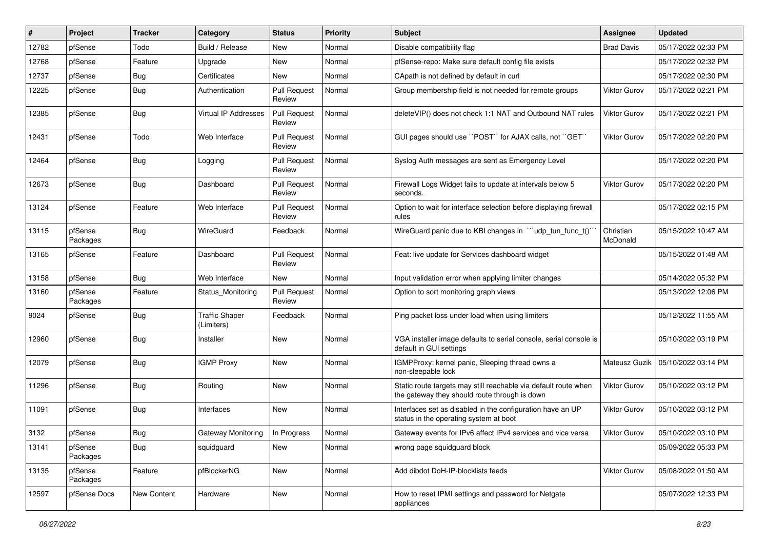| # | Project | Tracker | Category | Status | Priority | Subject | Assignee | Updated |
|---|---|---|---|---|---|---|---|---|
| 12782 | pfSense | Todo | Build / Release | New | Normal | Disable compatibility flag | Brad Davis | 05/17/2022 02:33 PM |
| 12768 | pfSense | Feature | Upgrade | New | Normal | pfSense-repo: Make sure default config file exists | | 05/17/2022 02:32 PM |
| 12737 | pfSense | Bug | Certificates | New | Normal | CApath is not defined by default in curl | | 05/17/2022 02:30 PM |
| 12225 | pfSense | Bug | Authentication | Pull Request Review | Normal | Group membership field is not needed for remote groups | Viktor Gurov | 05/17/2022 02:21 PM |
| 12385 | pfSense | Bug | Virtual IP Addresses | Pull Request Review | Normal | deleteVIP() does not check 1:1 NAT and Outbound NAT rules | Viktor Gurov | 05/17/2022 02:21 PM |
| 12431 | pfSense | Todo | Web Interface | Pull Request Review | Normal | GUI pages should use ``POST`` for AJAX calls, not ``GET`` | Viktor Gurov | 05/17/2022 02:20 PM |
| 12464 | pfSense | Bug | Logging | Pull Request Review | Normal | Syslog Auth messages are sent as Emergency Level | | 05/17/2022 02:20 PM |
| 12673 | pfSense | Bug | Dashboard | Pull Request Review | Normal | Firewall Logs Widget fails to update at intervals below 5 seconds. | Viktor Gurov | 05/17/2022 02:20 PM |
| 13124 | pfSense | Feature | Web Interface | Pull Request Review | Normal | Option to wait for interface selection before displaying firewall rules | | 05/17/2022 02:15 PM |
| 13115 | pfSense Packages | Bug | WireGuard | Feedback | Normal | WireGuard panic due to KBI changes in ```udp_tun_func_t()``` | Christian McDonald | 05/15/2022 10:47 AM |
| 13165 | pfSense | Feature | Dashboard | Pull Request Review | Normal | Feat: live update for Services dashboard widget | | 05/15/2022 01:48 AM |
| 13158 | pfSense | Bug | Web Interface | New | Normal | Input validation error when applying limiter changes | | 05/14/2022 05:32 PM |
| 13160 | pfSense Packages | Feature | Status_Monitoring | Pull Request Review | Normal | Option to sort monitoring graph views | | 05/13/2022 12:06 PM |
| 9024 | pfSense | Bug | Traffic Shaper (Limiters) | Feedback | Normal | Ping packet loss under load when using limiters | | 05/12/2022 11:55 AM |
| 12960 | pfSense | Bug | Installer | New | Normal | VGA installer image defaults to serial console, serial console is default in GUI settings | | 05/10/2022 03:19 PM |
| 12079 | pfSense | Bug | IGMP Proxy | New | Normal | IGMPProxy: kernel panic, Sleeping thread owns a non-sleepable lock | Mateusz Guzik | 05/10/2022 03:14 PM |
| 11296 | pfSense | Bug | Routing | New | Normal | Static route targets may still reachable via default route when the gateway they should route through is down | Viktor Gurov | 05/10/2022 03:12 PM |
| 11091 | pfSense | Bug | Interfaces | New | Normal | Interfaces set as disabled in the configuration have an UP status in the operating system at boot | Viktor Gurov | 05/10/2022 03:12 PM |
| 3132 | pfSense | Bug | Gateway Monitoring | In Progress | Normal | Gateway events for IPv6 affect IPv4 services and vice versa | Viktor Gurov | 05/10/2022 03:10 PM |
| 13141 | pfSense Packages | Bug | squidguard | New | Normal | wrong page squidguard block | | 05/09/2022 05:33 PM |
| 13135 | pfSense Packages | Feature | pfBlockerNG | New | Normal | Add dibdot DoH-IP-blocklists feeds | Viktor Gurov | 05/08/2022 01:50 AM |
| 12597 | pfSense Docs | New Content | Hardware | New | Normal | How to reset IPMI settings and password for Netgate appliances | | 05/07/2022 12:33 PM |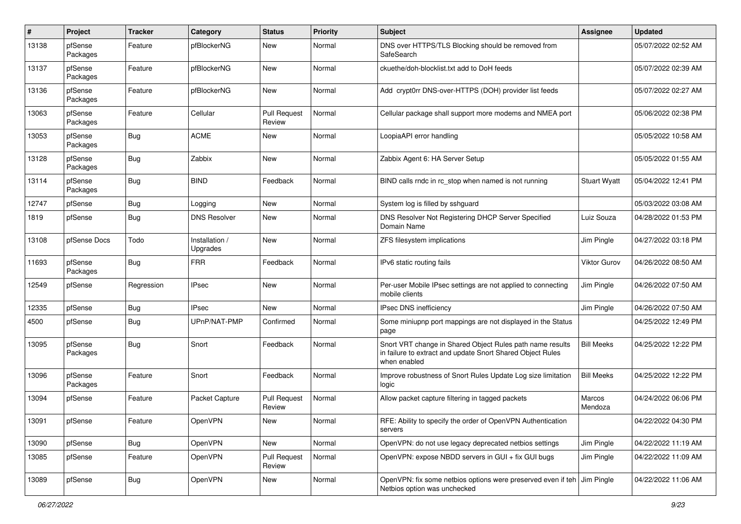| # | Project | Tracker | Category | Status | Priority | Subject | Assignee | Updated |
|---|---|---|---|---|---|---|---|---|
| 13138 | pfSense Packages | Feature | pfBlockerNG | New | Normal | DNS over HTTPS/TLS Blocking should be removed from SafeSearch | | 05/07/2022 02:52 AM |
| 13137 | pfSense Packages | Feature | pfBlockerNG | New | Normal | ckuethe/doh-blocklist.txt add to DoH feeds | | 05/07/2022 02:39 AM |
| 13136 | pfSense Packages | Feature | pfBlockerNG | New | Normal | Add crypt0rr DNS-over-HTTPS (DOH) provider list feeds | | 05/07/2022 02:27 AM |
| 13063 | pfSense Packages | Feature | Cellular | Pull Request Review | Normal | Cellular package shall support more modems and NMEA port | | 05/06/2022 02:38 PM |
| 13053 | pfSense Packages | Bug | ACME | New | Normal | LoopiaAPI error handling | | 05/05/2022 10:58 AM |
| 13128 | pfSense Packages | Bug | Zabbix | New | Normal | Zabbix Agent 6: HA Server Setup | | 05/05/2022 01:55 AM |
| 13114 | pfSense Packages | Bug | BIND | Feedback | Normal | BIND calls rndc in rc_stop when named is not running | Stuart Wyatt | 05/04/2022 12:41 PM |
| 12747 | pfSense | Bug | Logging | New | Normal | System log is filled by sshguard | | 05/03/2022 03:08 AM |
| 1819 | pfSense | Bug | DNS Resolver | New | Normal | DNS Resolver Not Registering DHCP Server Specified Domain Name | Luiz Souza | 04/28/2022 01:53 PM |
| 13108 | pfSense Docs | Todo | Installation / Upgrades | New | Normal | ZFS filesystem implications | Jim Pingle | 04/27/2022 03:18 PM |
| 11693 | pfSense Packages | Bug | FRR | Feedback | Normal | IPv6 static routing fails | Viktor Gurov | 04/26/2022 08:50 AM |
| 12549 | pfSense | Regression | IPsec | New | Normal | Per-user Mobile IPsec settings are not applied to connecting mobile clients | Jim Pingle | 04/26/2022 07:50 AM |
| 12335 | pfSense | Bug | IPsec | New | Normal | IPsec DNS inefficiency | Jim Pingle | 04/26/2022 07:50 AM |
| 4500 | pfSense | Bug | UPnP/NAT-PMP | Confirmed | Normal | Some miniupnp port mappings are not displayed in the Status page | | 04/25/2022 12:49 PM |
| 13095 | pfSense Packages | Bug | Snort | Feedback | Normal | Snort VRT change in Shared Object Rules path name results in failure to extract and update Snort Shared Object Rules when enabled | Bill Meeks | 04/25/2022 12:22 PM |
| 13096 | pfSense Packages | Feature | Snort | Feedback | Normal | Improve robustness of Snort Rules Update Log size limitation logic | Bill Meeks | 04/25/2022 12:22 PM |
| 13094 | pfSense | Feature | Packet Capture | Pull Request Review | Normal | Allow packet capture filtering in tagged packets | Marcos Mendoza | 04/24/2022 06:06 PM |
| 13091 | pfSense | Feature | OpenVPN | New | Normal | RFE: Ability to specify the order of OpenVPN Authentication servers | | 04/22/2022 04:30 PM |
| 13090 | pfSense | Bug | OpenVPN | New | Normal | OpenVPN: do not use legacy deprecated netbios settings | Jim Pingle | 04/22/2022 11:19 AM |
| 13085 | pfSense | Feature | OpenVPN | Pull Request Review | Normal | OpenVPN: expose NBDD servers in GUI + fix GUI bugs | Jim Pingle | 04/22/2022 11:09 AM |
| 13089 | pfSense | Bug | OpenVPN | New | Normal | OpenVPN: fix some netbios options were preserved even if teh Netbios option was unchecked | Jim Pingle | 04/22/2022 11:06 AM |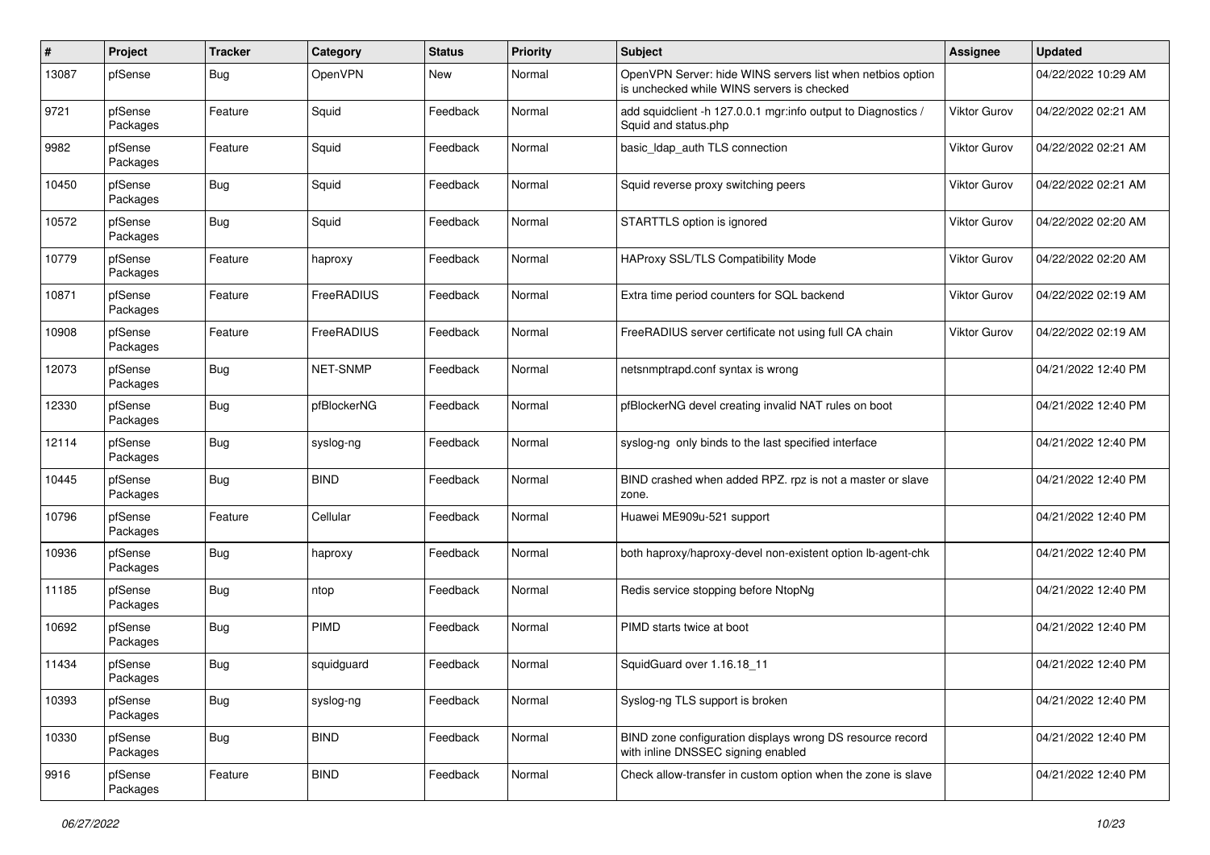| # | Project | Tracker | Category | Status | Priority | Subject | Assignee | Updated |
|---|---|---|---|---|---|---|---|---|
| 13087 | pfSense | Bug | OpenVPN | New | Normal | OpenVPN Server: hide WINS servers list when netbios option is unchecked while WINS servers is checked | | 04/22/2022 10:29 AM |
| 9721 | pfSense Packages | Feature | Squid | Feedback | Normal | add squidclient -h 127.0.0.1 mgr:info output to Diagnostics / Squid and status.php | Viktor Gurov | 04/22/2022 02:21 AM |
| 9982 | pfSense Packages | Feature | Squid | Feedback | Normal | basic_ldap_auth TLS connection | Viktor Gurov | 04/22/2022 02:21 AM |
| 10450 | pfSense Packages | Bug | Squid | Feedback | Normal | Squid reverse proxy switching peers | Viktor Gurov | 04/22/2022 02:21 AM |
| 10572 | pfSense Packages | Bug | Squid | Feedback | Normal | STARTTLS option is ignored | Viktor Gurov | 04/22/2022 02:20 AM |
| 10779 | pfSense Packages | Feature | haproxy | Feedback | Normal | HAProxy SSL/TLS Compatibility Mode | Viktor Gurov | 04/22/2022 02:20 AM |
| 10871 | pfSense Packages | Feature | FreeRADIUS | Feedback | Normal | Extra time period counters for SQL backend | Viktor Gurov | 04/22/2022 02:19 AM |
| 10908 | pfSense Packages | Feature | FreeRADIUS | Feedback | Normal | FreeRADIUS server certificate not using full CA chain | Viktor Gurov | 04/22/2022 02:19 AM |
| 12073 | pfSense Packages | Bug | NET-SNMP | Feedback | Normal | netsnmptrapd.conf syntax is wrong | | 04/21/2022 12:40 PM |
| 12330 | pfSense Packages | Bug | pfBlockerNG | Feedback | Normal | pfBlockerNG devel creating invalid NAT rules on boot | | 04/21/2022 12:40 PM |
| 12114 | pfSense Packages | Bug | syslog-ng | Feedback | Normal | syslog-ng only binds to the last specified interface | | 04/21/2022 12:40 PM |
| 10445 | pfSense Packages | Bug | BIND | Feedback | Normal | BIND crashed when added RPZ. rpz is not a master or slave zone. | | 04/21/2022 12:40 PM |
| 10796 | pfSense Packages | Feature | Cellular | Feedback | Normal | Huawei ME909u-521 support | | 04/21/2022 12:40 PM |
| 10936 | pfSense Packages | Bug | haproxy | Feedback | Normal | both haproxy/haproxy-devel non-existent option lb-agent-chk | | 04/21/2022 12:40 PM |
| 11185 | pfSense Packages | Bug | ntop | Feedback | Normal | Redis service stopping before NtopNg | | 04/21/2022 12:40 PM |
| 10692 | pfSense Packages | Bug | PIMD | Feedback | Normal | PIMD starts twice at boot | | 04/21/2022 12:40 PM |
| 11434 | pfSense Packages | Bug | squidguard | Feedback | Normal | SquidGuard over 1.16.18_11 | | 04/21/2022 12:40 PM |
| 10393 | pfSense Packages | Bug | syslog-ng | Feedback | Normal | Syslog-ng TLS support is broken | | 04/21/2022 12:40 PM |
| 10330 | pfSense Packages | Bug | BIND | Feedback | Normal | BIND zone configuration displays wrong DS resource record with inline DNSSEC signing enabled | | 04/21/2022 12:40 PM |
| 9916 | pfSense Packages | Feature | BIND | Feedback | Normal | Check allow-transfer in custom option when the zone is slave | | 04/21/2022 12:40 PM |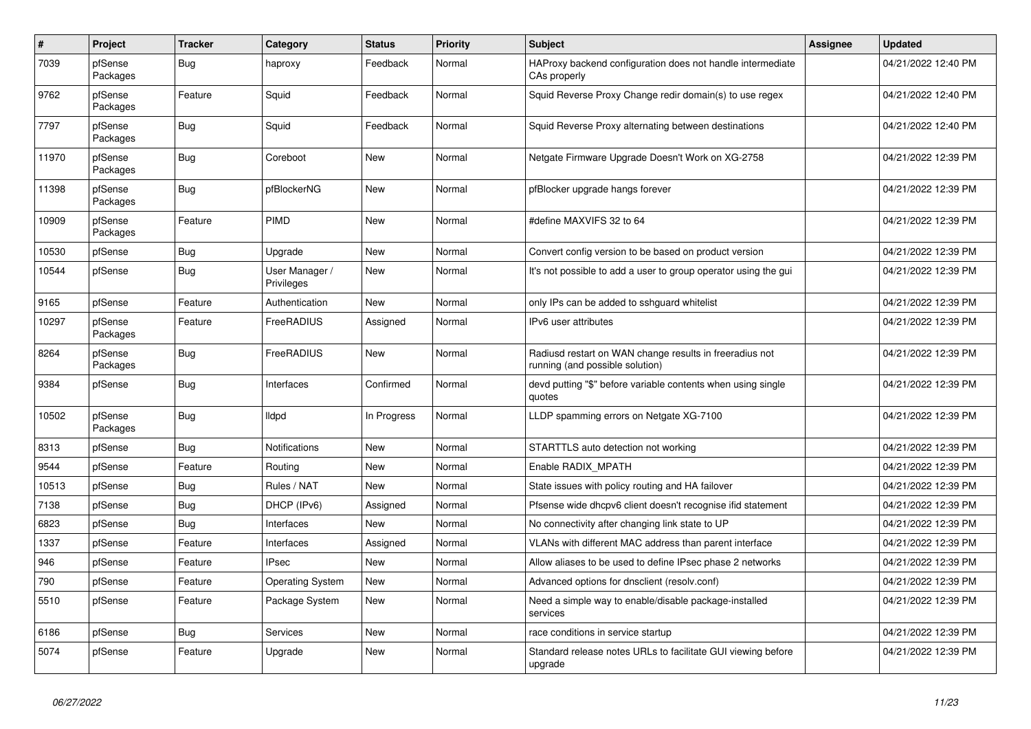| # | Project | Tracker | Category | Status | Priority | Subject | Assignee | Updated |
|---|---|---|---|---|---|---|---|---|
| 7039 | pfSense Packages | Bug | haproxy | Feedback | Normal | HAProxy backend configuration does not handle intermediate CAs properly | | 04/21/2022 12:40 PM |
| 9762 | pfSense Packages | Feature | Squid | Feedback | Normal | Squid Reverse Proxy Change redir domain(s) to use regex | | 04/21/2022 12:40 PM |
| 7797 | pfSense Packages | Bug | Squid | Feedback | Normal | Squid Reverse Proxy alternating between destinations | | 04/21/2022 12:40 PM |
| 11970 | pfSense Packages | Bug | Coreboot | New | Normal | Netgate Firmware Upgrade Doesn't Work on XG-2758 | | 04/21/2022 12:39 PM |
| 11398 | pfSense Packages | Bug | pfBlockerNG | New | Normal | pfBlocker upgrade hangs forever | | 04/21/2022 12:39 PM |
| 10909 | pfSense Packages | Feature | PIMD | New | Normal | #define MAXVIFS 32 to 64 | | 04/21/2022 12:39 PM |
| 10530 | pfSense | Bug | Upgrade | New | Normal | Convert config version to be based on product version | | 04/21/2022 12:39 PM |
| 10544 | pfSense | Bug | User Manager / Privileges | New | Normal | It's not possible to add a user to group operator using the gui | | 04/21/2022 12:39 PM |
| 9165 | pfSense | Feature | Authentication | New | Normal | only IPs can be added to sshguard whitelist | | 04/21/2022 12:39 PM |
| 10297 | pfSense Packages | Feature | FreeRADIUS | Assigned | Normal | IPv6 user attributes | | 04/21/2022 12:39 PM |
| 8264 | pfSense Packages | Bug | FreeRADIUS | New | Normal | Radiusd restart on WAN change results in freeradius not running (and possible solution) | | 04/21/2022 12:39 PM |
| 9384 | pfSense | Bug | Interfaces | Confirmed | Normal | devd putting "$" before variable contents when using single quotes | | 04/21/2022 12:39 PM |
| 10502 | pfSense Packages | Bug | lldpd | In Progress | Normal | LLDP spamming errors on Netgate XG-7100 | | 04/21/2022 12:39 PM |
| 8313 | pfSense | Bug | Notifications | New | Normal | STARTTLS auto detection not working | | 04/21/2022 12:39 PM |
| 9544 | pfSense | Feature | Routing | New | Normal | Enable RADIX_MPATH | | 04/21/2022 12:39 PM |
| 10513 | pfSense | Bug | Rules / NAT | New | Normal | State issues with policy routing and HA failover | | 04/21/2022 12:39 PM |
| 7138 | pfSense | Bug | DHCP (IPv6) | Assigned | Normal | Pfsense wide dhcpv6 client doesn't recognise ifid statement | | 04/21/2022 12:39 PM |
| 6823 | pfSense | Bug | Interfaces | New | Normal | No connectivity after changing link state to UP | | 04/21/2022 12:39 PM |
| 1337 | pfSense | Feature | Interfaces | Assigned | Normal | VLANs with different MAC address than parent interface | | 04/21/2022 12:39 PM |
| 946 | pfSense | Feature | IPsec | New | Normal | Allow aliases to be used to define IPsec phase 2 networks | | 04/21/2022 12:39 PM |
| 790 | pfSense | Feature | Operating System | New | Normal | Advanced options for dnsclient (resolv.conf) | | 04/21/2022 12:39 PM |
| 5510 | pfSense | Feature | Package System | New | Normal | Need a simple way to enable/disable package-installed services | | 04/21/2022 12:39 PM |
| 6186 | pfSense | Bug | Services | New | Normal | race conditions in service startup | | 04/21/2022 12:39 PM |
| 5074 | pfSense | Feature | Upgrade | New | Normal | Standard release notes URLs to facilitate GUI viewing before upgrade | | 04/21/2022 12:39 PM |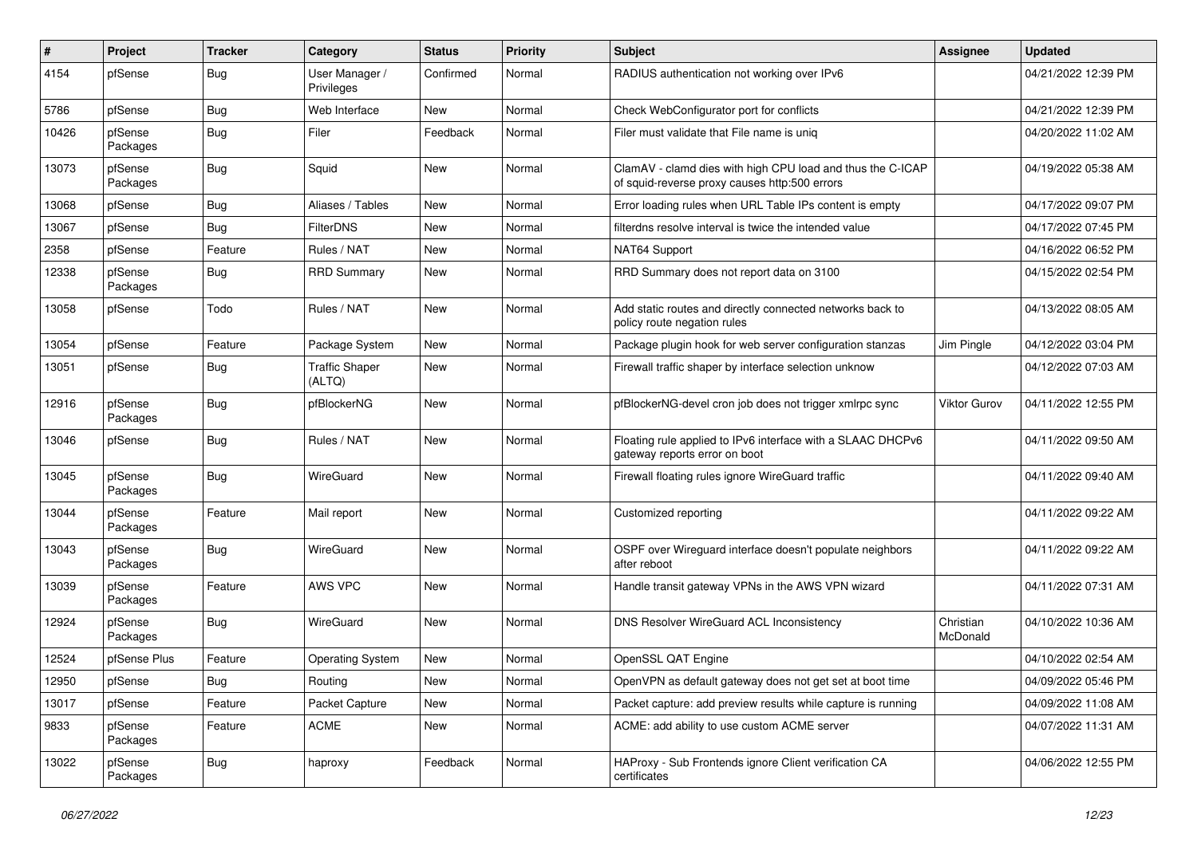| # | Project | Tracker | Category | Status | Priority | Subject | Assignee | Updated |
|---|---|---|---|---|---|---|---|---|
| 4154 | pfSense | Bug | User Manager / Privileges | Confirmed | Normal | RADIUS authentication not working over IPv6 | | 04/21/2022 12:39 PM |
| 5786 | pfSense | Bug | Web Interface | New | Normal | Check WebConfigurator port for conflicts | | 04/21/2022 12:39 PM |
| 10426 | pfSense Packages | Bug | Filer | Feedback | Normal | Filer must validate that File name is uniq | | 04/20/2022 11:02 AM |
| 13073 | pfSense Packages | Bug | Squid | New | Normal | ClamAV - clamd dies with high CPU load and thus the C-ICAP of squid-reverse proxy causes http:500 errors | | 04/19/2022 05:38 AM |
| 13068 | pfSense | Bug | Aliases / Tables | New | Normal | Error loading rules when URL Table IPs content is empty | | 04/17/2022 09:07 PM |
| 13067 | pfSense | Bug | FilterDNS | New | Normal | filterdns resolve interval is twice the intended value | | 04/17/2022 07:45 PM |
| 2358 | pfSense | Feature | Rules / NAT | New | Normal | NAT64 Support | | 04/16/2022 06:52 PM |
| 12338 | pfSense Packages | Bug | RRD Summary | New | Normal | RRD Summary does not report data on 3100 | | 04/15/2022 02:54 PM |
| 13058 | pfSense | Todo | Rules / NAT | New | Normal | Add static routes and directly connected networks back to policy route negation rules | | 04/13/2022 08:05 AM |
| 13054 | pfSense | Feature | Package System | New | Normal | Package plugin hook for web server configuration stanzas | Jim Pingle | 04/12/2022 03:04 PM |
| 13051 | pfSense | Bug | Traffic Shaper (ALTQ) | New | Normal | Firewall traffic shaper by interface selection unknow | | 04/12/2022 07:03 AM |
| 12916 | pfSense Packages | Bug | pfBlockerNG | New | Normal | pfBlockerNG-devel cron job does not trigger xmlrpc sync | Viktor Gurov | 04/11/2022 12:55 PM |
| 13046 | pfSense | Bug | Rules / NAT | New | Normal | Floating rule applied to IPv6 interface with a SLAAC DHCPv6 gateway reports error on boot | | 04/11/2022 09:50 AM |
| 13045 | pfSense Packages | Bug | WireGuard | New | Normal | Firewall floating rules ignore WireGuard traffic | | 04/11/2022 09:40 AM |
| 13044 | pfSense Packages | Feature | Mail report | New | Normal | Customized reporting | | 04/11/2022 09:22 AM |
| 13043 | pfSense Packages | Bug | WireGuard | New | Normal | OSPF over Wireguard interface doesn't populate neighbors after reboot | | 04/11/2022 09:22 AM |
| 13039 | pfSense Packages | Feature | AWS VPC | New | Normal | Handle transit gateway VPNs in the AWS VPN wizard | | 04/11/2022 07:31 AM |
| 12924 | pfSense Packages | Bug | WireGuard | New | Normal | DNS Resolver WireGuard ACL Inconsistency | Christian McDonald | 04/10/2022 10:36 AM |
| 12524 | pfSense Plus | Feature | Operating System | New | Normal | OpenSSL QAT Engine | | 04/10/2022 02:54 AM |
| 12950 | pfSense | Bug | Routing | New | Normal | OpenVPN as default gateway does not get set at boot time | | 04/09/2022 05:46 PM |
| 13017 | pfSense | Feature | Packet Capture | New | Normal | Packet capture: add preview results while capture is running | | 04/09/2022 11:08 AM |
| 9833 | pfSense Packages | Feature | ACME | New | Normal | ACME: add ability to use custom ACME server | | 04/07/2022 11:31 AM |
| 13022 | pfSense Packages | Bug | haproxy | Feedback | Normal | HAProxy - Sub Frontends ignore Client verification CA certificates | | 04/06/2022 12:55 PM |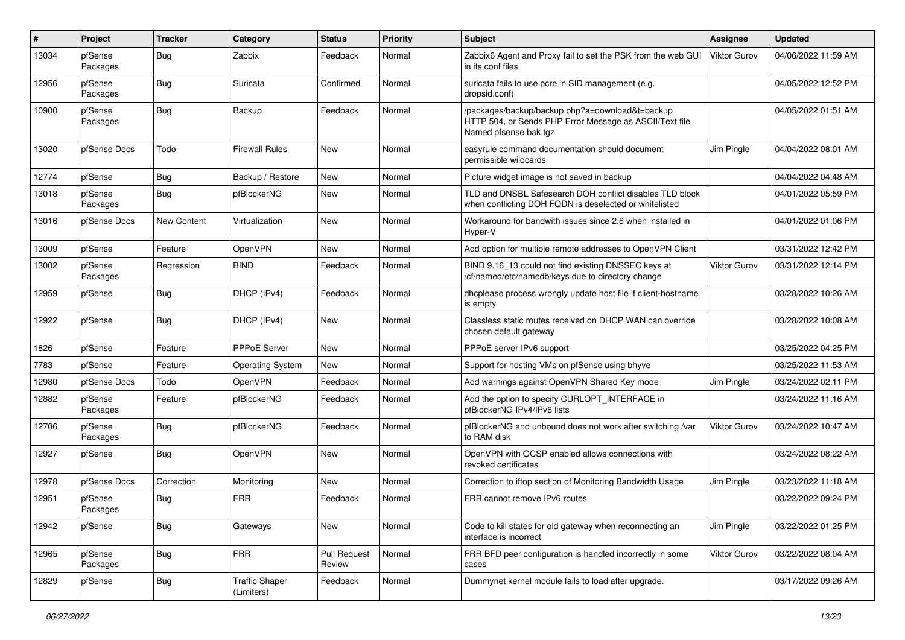| # | Project | Tracker | Category | Status | Priority | Subject | Assignee | Updated |
|---|---|---|---|---|---|---|---|---|
| 13034 | pfSense Packages | Bug | Zabbix | Feedback | Normal | Zabbix6 Agent and Proxy fail to set the PSK from the web GUI in its conf files | Viktor Gurov | 04/06/2022 11:59 AM |
| 12956 | pfSense Packages | Bug | Suricata | Confirmed | Normal | suricata fails to use pcre in SID management (e.g. dropsid.conf) | | 04/05/2022 12:52 PM |
| 10900 | pfSense Packages | Bug | Backup | Feedback | Normal | /packages/backup/backup.php?a=download&t=backup HTTP 504, or Sends PHP Error Message as ASCII/Text file Named pfsense.bak.tgz | | 04/05/2022 01:51 AM |
| 13020 | pfSense Docs | Todo | Firewall Rules | New | Normal | easyrule command documentation should document permissible wildcards | Jim Pingle | 04/04/2022 08:01 AM |
| 12774 | pfSense | Bug | Backup / Restore | New | Normal | Picture widget image is not saved in backup | | 04/04/2022 04:48 AM |
| 13018 | pfSense Packages | Bug | pfBlockerNG | New | Normal | TLD and DNSBL Safesearch DOH conflict disables TLD block when conflicting DOH FQDN is deselected or whitelisted | | 04/01/2022 05:59 PM |
| 13016 | pfSense Docs | New Content | Virtualization | New | Normal | Workaround for bandwith issues since 2.6 when installed in Hyper-V | | 04/01/2022 01:06 PM |
| 13009 | pfSense | Feature | OpenVPN | New | Normal | Add option for multiple remote addresses to OpenVPN Client | | 03/31/2022 12:42 PM |
| 13002 | pfSense Packages | Regression | BIND | Feedback | Normal | BIND 9.16_13 could not find existing DNSSEC keys at /cf/named/etc/namedb/keys due to directory change | Viktor Gurov | 03/31/2022 12:14 PM |
| 12959 | pfSense | Bug | DHCP (IPv4) | Feedback | Normal | dhcplease process wrongly update host file if client-hostname is empty | | 03/28/2022 10:26 AM |
| 12922 | pfSense | Bug | DHCP (IPv4) | New | Normal | Classless static routes received on DHCP WAN can override chosen default gateway | | 03/28/2022 10:08 AM |
| 1826 | pfSense | Feature | PPPoE Server | New | Normal | PPPoE server IPv6 support | | 03/25/2022 04:25 PM |
| 7783 | pfSense | Feature | Operating System | New | Normal | Support for hosting VMs on pfSense using bhyve | | 03/25/2022 11:53 AM |
| 12980 | pfSense Docs | Todo | OpenVPN | Feedback | Normal | Add warnings against OpenVPN Shared Key mode | Jim Pingle | 03/24/2022 02:11 PM |
| 12882 | pfSense Packages | Feature | pfBlockerNG | Feedback | Normal | Add the option to specify CURLOPT_INTERFACE in pfBlockerNG IPv4/IPv6 lists | | 03/24/2022 11:16 AM |
| 12706 | pfSense Packages | Bug | pfBlockerNG | Feedback | Normal | pfBlockerNG and unbound does not work after switching /var to RAM disk | Viktor Gurov | 03/24/2022 10:47 AM |
| 12927 | pfSense | Bug | OpenVPN | New | Normal | OpenVPN with OCSP enabled allows connections with revoked certificates | | 03/24/2022 08:22 AM |
| 12978 | pfSense Docs | Correction | Monitoring | New | Normal | Correction to iftop section of Monitoring Bandwidth Usage | Jim Pingle | 03/23/2022 11:18 AM |
| 12951 | pfSense Packages | Bug | FRR | Feedback | Normal | FRR cannot remove IPv6 routes | | 03/22/2022 09:24 PM |
| 12942 | pfSense | Bug | Gateways | New | Normal | Code to kill states for old gateway when reconnecting an interface is incorrect | Jim Pingle | 03/22/2022 01:25 PM |
| 12965 | pfSense Packages | Bug | FRR | Pull Request Review | Normal | FRR BFD peer configuration is handled incorrectly in some cases | Viktor Gurov | 03/22/2022 08:04 AM |
| 12829 | pfSense | Bug | Traffic Shaper (Limiters) | Feedback | Normal | Dummynet kernel module fails to load after upgrade. | | 03/17/2022 09:26 AM |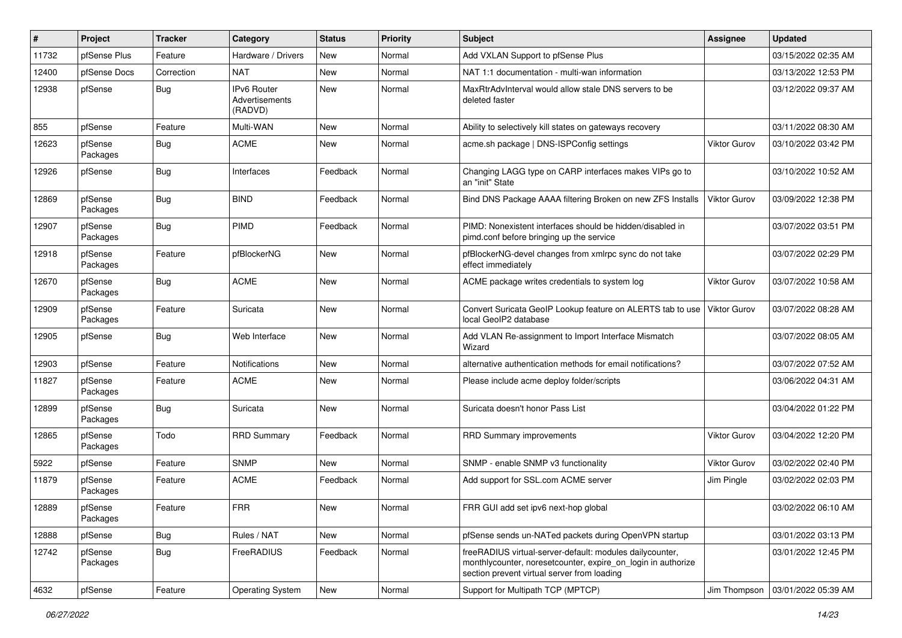| # | Project | Tracker | Category | Status | Priority | Subject | Assignee | Updated |
|---|---|---|---|---|---|---|---|---|
| 11732 | pfSense Plus | Feature | Hardware / Drivers | New | Normal | Add VXLAN Support to pfSense Plus | | 03/15/2022 02:35 AM |
| 12400 | pfSense Docs | Correction | NAT | New | Normal | NAT 1:1 documentation - multi-wan information | | 03/13/2022 12:53 PM |
| 12938 | pfSense | Bug | IPv6 Router Advertisements (RADVD) | New | Normal | MaxRtrAdvInterval would allow stale DNS servers to be deleted faster | | 03/12/2022 09:37 AM |
| 855 | pfSense | Feature | Multi-WAN | New | Normal | Ability to selectively kill states on gateways recovery | | 03/11/2022 08:30 AM |
| 12623 | pfSense Packages | Bug | ACME | New | Normal | acme.sh package \| DNS-ISPConfig settings | Viktor Gurov | 03/10/2022 03:42 PM |
| 12926 | pfSense | Bug | Interfaces | Feedback | Normal | Changing LAGG type on CARP interfaces makes VIPs go to an "init" State | | 03/10/2022 10:52 AM |
| 12869 | pfSense Packages | Bug | BIND | Feedback | Normal | Bind DNS Package AAAA filtering Broken on new ZFS Installs | Viktor Gurov | 03/09/2022 12:38 PM |
| 12907 | pfSense Packages | Bug | PIMD | Feedback | Normal | PIMD: Nonexistent interfaces should be hidden/disabled in pimd.conf before bringing up the service | | 03/07/2022 03:51 PM |
| 12918 | pfSense Packages | Feature | pfBlockerNG | New | Normal | pfBlockerNG-devel changes from xmlrpc sync do not take effect immediately | | 03/07/2022 02:29 PM |
| 12670 | pfSense Packages | Bug | ACME | New | Normal | ACME package writes credentials to system log | Viktor Gurov | 03/07/2022 10:58 AM |
| 12909 | pfSense Packages | Feature | Suricata | New | Normal | Convert Suricata GeoIP Lookup feature on ALERTS tab to use local GeoIP2 database | Viktor Gurov | 03/07/2022 08:28 AM |
| 12905 | pfSense | Bug | Web Interface | New | Normal | Add VLAN Re-assignment to Import Interface Mismatch Wizard | | 03/07/2022 08:05 AM |
| 12903 | pfSense | Feature | Notifications | New | Normal | alternative authentication methods for email notifications? | | 03/07/2022 07:52 AM |
| 11827 | pfSense Packages | Feature | ACME | New | Normal | Please include acme deploy folder/scripts | | 03/06/2022 04:31 AM |
| 12899 | pfSense Packages | Bug | Suricata | New | Normal | Suricata doesn't honor Pass List | | 03/04/2022 01:22 PM |
| 12865 | pfSense Packages | Todo | RRD Summary | Feedback | Normal | RRD Summary improvements | Viktor Gurov | 03/04/2022 12:20 PM |
| 5922 | pfSense | Feature | SNMP | New | Normal | SNMP - enable SNMP v3 functionality | Viktor Gurov | 03/02/2022 02:40 PM |
| 11879 | pfSense Packages | Feature | ACME | Feedback | Normal | Add support for SSL.com ACME server | Jim Pingle | 03/02/2022 02:03 PM |
| 12889 | pfSense Packages | Feature | FRR | New | Normal | FRR GUI add set ipv6 next-hop global | | 03/02/2022 06:10 AM |
| 12888 | pfSense | Bug | Rules / NAT | New | Normal | pfSense sends un-NATed packets during OpenVPN startup | | 03/01/2022 03:13 PM |
| 12742 | pfSense Packages | Bug | FreeRADIUS | Feedback | Normal | freeRADIUS virtual-server-default: modules dailycounter, monthlycounter, noresetcounter, expire_on_login in authorize section prevent virtual server from loading | | 03/01/2022 12:45 PM |
| 4632 | pfSense | Feature | Operating System | New | Normal | Support for Multipath TCP (MPTCP) | Jim Thompson | 03/01/2022 05:39 AM |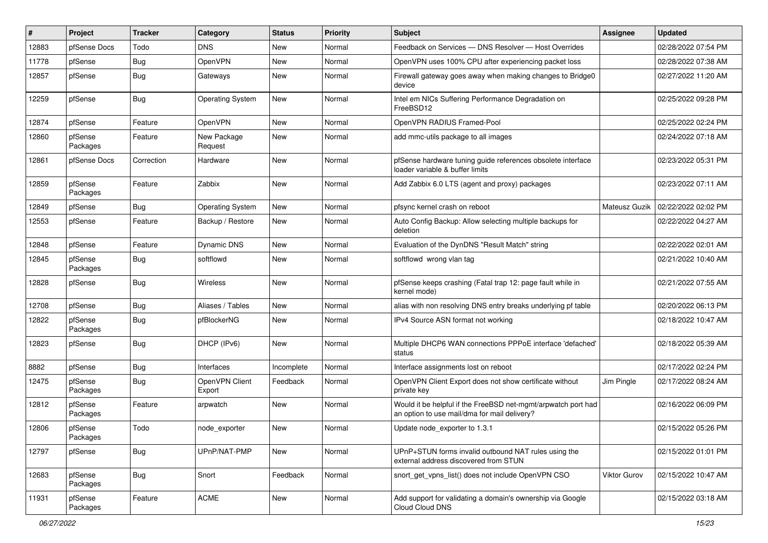| # | Project | Tracker | Category | Status | Priority | Subject | Assignee | Updated |
|---|---|---|---|---|---|---|---|---|
| 12883 | pfSense Docs | Todo | DNS | New | Normal | Feedback on Services — DNS Resolver — Host Overrides | | 02/28/2022 07:54 PM |
| 11778 | pfSense | Bug | OpenVPN | New | Normal | OpenVPN uses 100% CPU after experiencing packet loss | | 02/28/2022 07:38 AM |
| 12857 | pfSense | Bug | Gateways | New | Normal | Firewall gateway goes away when making changes to Bridge0 device | | 02/27/2022 11:20 AM |
| 12259 | pfSense | Bug | Operating System | New | Normal | Intel em NICs Suffering Performance Degradation on FreeBSD12 | | 02/25/2022 09:28 PM |
| 12874 | pfSense | Feature | OpenVPN | New | Normal | OpenVPN RADIUS Framed-Pool | | 02/25/2022 02:24 PM |
| 12860 | pfSense Packages | Feature | New Package Request | New | Normal | add mmc-utils package to all images | | 02/24/2022 07:18 AM |
| 12861 | pfSense Docs | Correction | Hardware | New | Normal | pfSense hardware tuning guide references obsolete interface loader variable & buffer limits | | 02/23/2022 05:31 PM |
| 12859 | pfSense Packages | Feature | Zabbix | New | Normal | Add Zabbix 6.0 LTS (agent and proxy) packages | | 02/23/2022 07:11 AM |
| 12849 | pfSense | Bug | Operating System | New | Normal | pfsync kernel crash on reboot | Mateusz Guzik | 02/22/2022 02:02 PM |
| 12553 | pfSense | Feature | Backup / Restore | New | Normal | Auto Config Backup: Allow selecting multiple backups for deletion | | 02/22/2022 04:27 AM |
| 12848 | pfSense | Feature | Dynamic DNS | New | Normal | Evaluation of the DynDNS "Result Match" string | | 02/22/2022 02:01 AM |
| 12845 | pfSense Packages | Bug | softflowd | New | Normal | softflowd wrong vlan tag | | 02/21/2022 10:40 AM |
| 12828 | pfSense | Bug | Wireless | New | Normal | pfSense keeps crashing (Fatal trap 12: page fault while in kernel mode) | | 02/21/2022 07:55 AM |
| 12708 | pfSense | Bug | Aliases / Tables | New | Normal | alias with non resolving DNS entry breaks underlying pf table | | 02/20/2022 06:13 PM |
| 12822 | pfSense Packages | Bug | pfBlockerNG | New | Normal | IPv4 Source ASN format not working | | 02/18/2022 10:47 AM |
| 12823 | pfSense | Bug | DHCP (IPv6) | New | Normal | Multiple DHCP6 WAN connections PPPoE interface 'defached' status | | 02/18/2022 05:39 AM |
| 8882 | pfSense | Bug | Interfaces | Incomplete | Normal | Interface assignments lost on reboot | | 02/17/2022 02:24 PM |
| 12475 | pfSense Packages | Bug | OpenVPN Client Export | Feedback | Normal | OpenVPN Client Export does not show certificate without private key | Jim Pingle | 02/17/2022 08:24 AM |
| 12812 | pfSense Packages | Feature | arpwatch | New | Normal | Would it be helpful if the FreeBSD net-mgmt/arpwatch port had an option to use mail/dma for mail delivery? | | 02/16/2022 06:09 PM |
| 12806 | pfSense Packages | Todo | node_exporter | New | Normal | Update node_exporter to 1.3.1 | | 02/15/2022 05:26 PM |
| 12797 | pfSense | Bug | UPnP/NAT-PMP | New | Normal | UPnP+STUN forms invalid outbound NAT rules using the external address discovered from STUN | | 02/15/2022 01:01 PM |
| 12683 | pfSense Packages | Bug | Snort | Feedback | Normal | snort_get_vpns_list() does not include OpenVPN CSO | Viktor Gurov | 02/15/2022 10:47 AM |
| 11931 | pfSense Packages | Feature | ACME | New | Normal | Add support for validating a domain's ownership via Google Cloud Cloud DNS | | 02/15/2022 03:18 AM |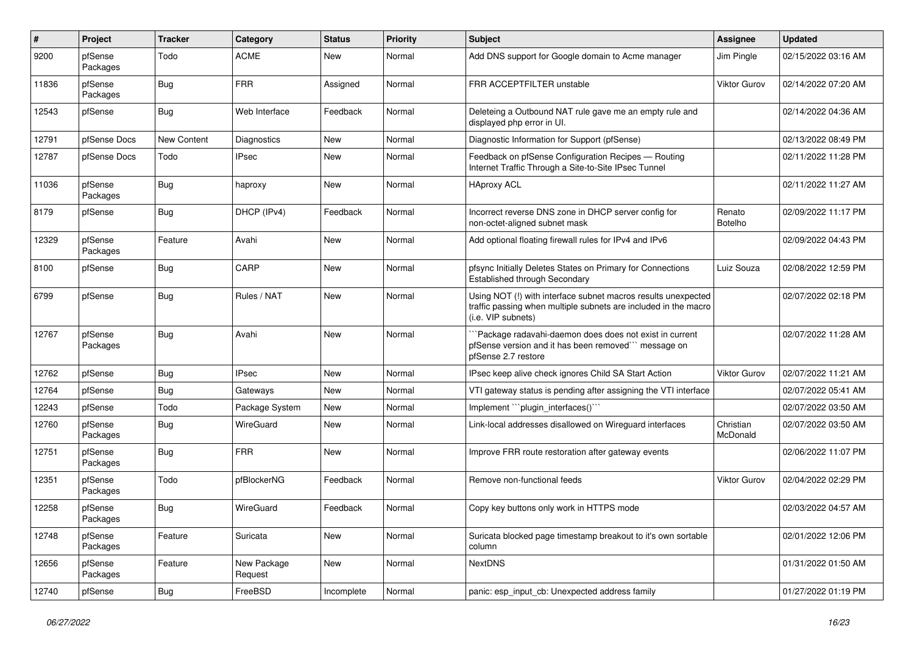| # | Project | Tracker | Category | Status | Priority | Subject | Assignee | Updated |
|---|---|---|---|---|---|---|---|---|
| 9200 | pfSense Packages | Todo | ACME | New | Normal | Add DNS support for Google domain to Acme manager | Jim Pingle | 02/15/2022 03:16 AM |
| 11836 | pfSense Packages | Bug | FRR | Assigned | Normal | FRR ACCEPTFILTER unstable | Viktor Gurov | 02/14/2022 07:20 AM |
| 12543 | pfSense | Bug | Web Interface | Feedback | Normal | Deleteing a Outbound NAT rule gave me an empty rule and displayed php error in UI. | | 02/14/2022 04:36 AM |
| 12791 | pfSense Docs | New Content | Diagnostics | New | Normal | Diagnostic Information for Support (pfSense) | | 02/13/2022 08:49 PM |
| 12787 | pfSense Docs | Todo | IPsec | New | Normal | Feedback on pfSense Configuration Recipes — Routing Internet Traffic Through a Site-to-Site IPsec Tunnel | | 02/11/2022 11:28 PM |
| 11036 | pfSense Packages | Bug | haproxy | New | Normal | HAproxy ACL | | 02/11/2022 11:27 AM |
| 8179 | pfSense | Bug | DHCP (IPv4) | Feedback | Normal | Incorrect reverse DNS zone in DHCP server config for non-octet-aligned subnet mask | Renato Botelho | 02/09/2022 11:17 PM |
| 12329 | pfSense Packages | Feature | Avahi | New | Normal | Add optional floating firewall rules for IPv4 and IPv6 | | 02/09/2022 04:43 PM |
| 8100 | pfSense | Bug | CARP | New | Normal | pfsync Initially Deletes States on Primary for Connections Established through Secondary | Luiz Souza | 02/08/2022 12:59 PM |
| 6799 | pfSense | Bug | Rules / NAT | New | Normal | Using NOT (!) with interface subnet macros results unexpected traffic passing when multiple subnets are included in the macro (i.e. VIP subnets) | | 02/07/2022 02:18 PM |
| 12767 | pfSense Packages | Bug | Avahi | New | Normal | ```Package radavahi-daemon does does not exist in current pfSense version and it has been removed``` message on pfSense 2.7 restore | | 02/07/2022 11:28 AM |
| 12762 | pfSense | Bug | IPsec | New | Normal | IPsec keep alive check ignores Child SA Start Action | Viktor Gurov | 02/07/2022 11:21 AM |
| 12764 | pfSense | Bug | Gateways | New | Normal | VTI gateway status is pending after assigning the VTI interface | | 02/07/2022 05:41 AM |
| 12243 | pfSense | Todo | Package System | New | Normal | Implement ```plugin_interfaces()``` | | 02/07/2022 03:50 AM |
| 12760 | pfSense Packages | Bug | WireGuard | New | Normal | Link-local addresses disallowed on Wireguard interfaces | Christian McDonald | 02/07/2022 03:50 AM |
| 12751 | pfSense Packages | Bug | FRR | New | Normal | Improve FRR route restoration after gateway events | | 02/06/2022 11:07 PM |
| 12351 | pfSense Packages | Todo | pfBlockerNG | Feedback | Normal | Remove non-functional feeds | Viktor Gurov | 02/04/2022 02:29 PM |
| 12258 | pfSense Packages | Bug | WireGuard | Feedback | Normal | Copy key buttons only work in HTTPS mode | | 02/03/2022 04:57 AM |
| 12748 | pfSense Packages | Feature | Suricata | New | Normal | Suricata blocked page timestamp breakout to it's own sortable column | | 02/01/2022 12:06 PM |
| 12656 | pfSense Packages | Feature | New Package Request | New | Normal | NextDNS | | 01/31/2022 01:50 AM |
| 12740 | pfSense | Bug | FreeBSD | Incomplete | Normal | panic: esp_input_cb: Unexpected address family | | 01/27/2022 01:19 PM |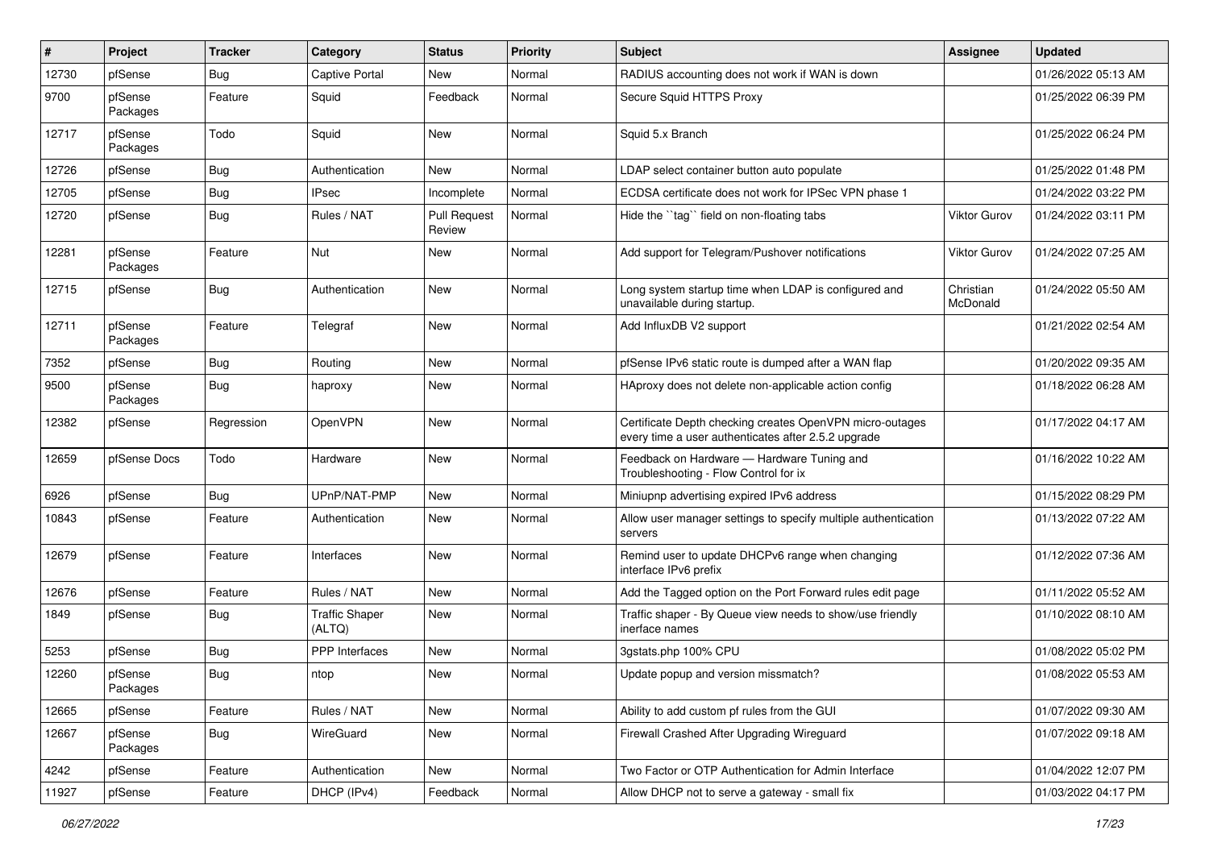| # | Project | Tracker | Category | Status | Priority | Subject | Assignee | Updated |
|---|---|---|---|---|---|---|---|---|
| 12730 | pfSense | Bug | Captive Portal | New | Normal | RADIUS accounting does not work if WAN is down | | 01/26/2022 05:13 AM |
| 9700 | pfSense Packages | Feature | Squid | Feedback | Normal | Secure Squid HTTPS Proxy | | 01/25/2022 06:39 PM |
| 12717 | pfSense Packages | Todo | Squid | New | Normal | Squid 5.x Branch | | 01/25/2022 06:24 PM |
| 12726 | pfSense | Bug | Authentication | New | Normal | LDAP select container button auto populate | | 01/25/2022 01:48 PM |
| 12705 | pfSense | Bug | IPsec | Incomplete | Normal | ECDSA certificate does not work for IPSec VPN phase 1 | | 01/24/2022 03:22 PM |
| 12720 | pfSense | Bug | Rules / NAT | Pull Request Review | Normal | Hide the ``tag`` field on non-floating tabs | Viktor Gurov | 01/24/2022 03:11 PM |
| 12281 | pfSense Packages | Feature | Nut | New | Normal | Add support for Telegram/Pushover notifications | Viktor Gurov | 01/24/2022 07:25 AM |
| 12715 | pfSense | Bug | Authentication | New | Normal | Long system startup time when LDAP is configured and unavailable during startup. | Christian McDonald | 01/24/2022 05:50 AM |
| 12711 | pfSense Packages | Feature | Telegraf | New | Normal | Add InfluxDB V2 support | | 01/21/2022 02:54 AM |
| 7352 | pfSense | Bug | Routing | New | Normal | pfSense IPv6 static route is dumped after a WAN flap | | 01/20/2022 09:35 AM |
| 9500 | pfSense Packages | Bug | haproxy | New | Normal | HAproxy does not delete non-applicable action config | | 01/18/2022 06:28 AM |
| 12382 | pfSense | Regression | OpenVPN | New | Normal | Certificate Depth checking creates OpenVPN micro-outages every time a user authenticates after 2.5.2 upgrade | | 01/17/2022 04:17 AM |
| 12659 | pfSense Docs | Todo | Hardware | New | Normal | Feedback on Hardware — Hardware Tuning and Troubleshooting - Flow Control for ix | | 01/16/2022 10:22 AM |
| 6926 | pfSense | Bug | UPnP/NAT-PMP | New | Normal | Miniupnp advertising expired IPv6 address | | 01/15/2022 08:29 PM |
| 10843 | pfSense | Feature | Authentication | New | Normal | Allow user manager settings to specify multiple authentication servers | | 01/13/2022 07:22 AM |
| 12679 | pfSense | Feature | Interfaces | New | Normal | Remind user to update DHCPv6 range when changing interface IPv6 prefix | | 01/12/2022 07:36 AM |
| 12676 | pfSense | Feature | Rules / NAT | New | Normal | Add the Tagged option on the Port Forward rules edit page | | 01/11/2022 05:52 AM |
| 1849 | pfSense | Bug | Traffic Shaper (ALTQ) | New | Normal | Traffic shaper - By Queue view needs to show/use friendly inerface names | | 01/10/2022 08:10 AM |
| 5253 | pfSense | Bug | PPP Interfaces | New | Normal | 3gstats.php 100% CPU | | 01/08/2022 05:02 PM |
| 12260 | pfSense Packages | Bug | ntop | New | Normal | Update popup and version missmatch? | | 01/08/2022 05:53 AM |
| 12665 | pfSense | Feature | Rules / NAT | New | Normal | Ability to add custom pf rules from the GUI | | 01/07/2022 09:30 AM |
| 12667 | pfSense Packages | Bug | WireGuard | New | Normal | Firewall Crashed After Upgrading Wireguard | | 01/07/2022 09:18 AM |
| 4242 | pfSense | Feature | Authentication | New | Normal | Two Factor or OTP Authentication for Admin Interface | | 01/04/2022 12:07 PM |
| 11927 | pfSense | Feature | DHCP (IPv4) | Feedback | Normal | Allow DHCP not to serve a gateway - small fix | | 01/03/2022 04:17 PM |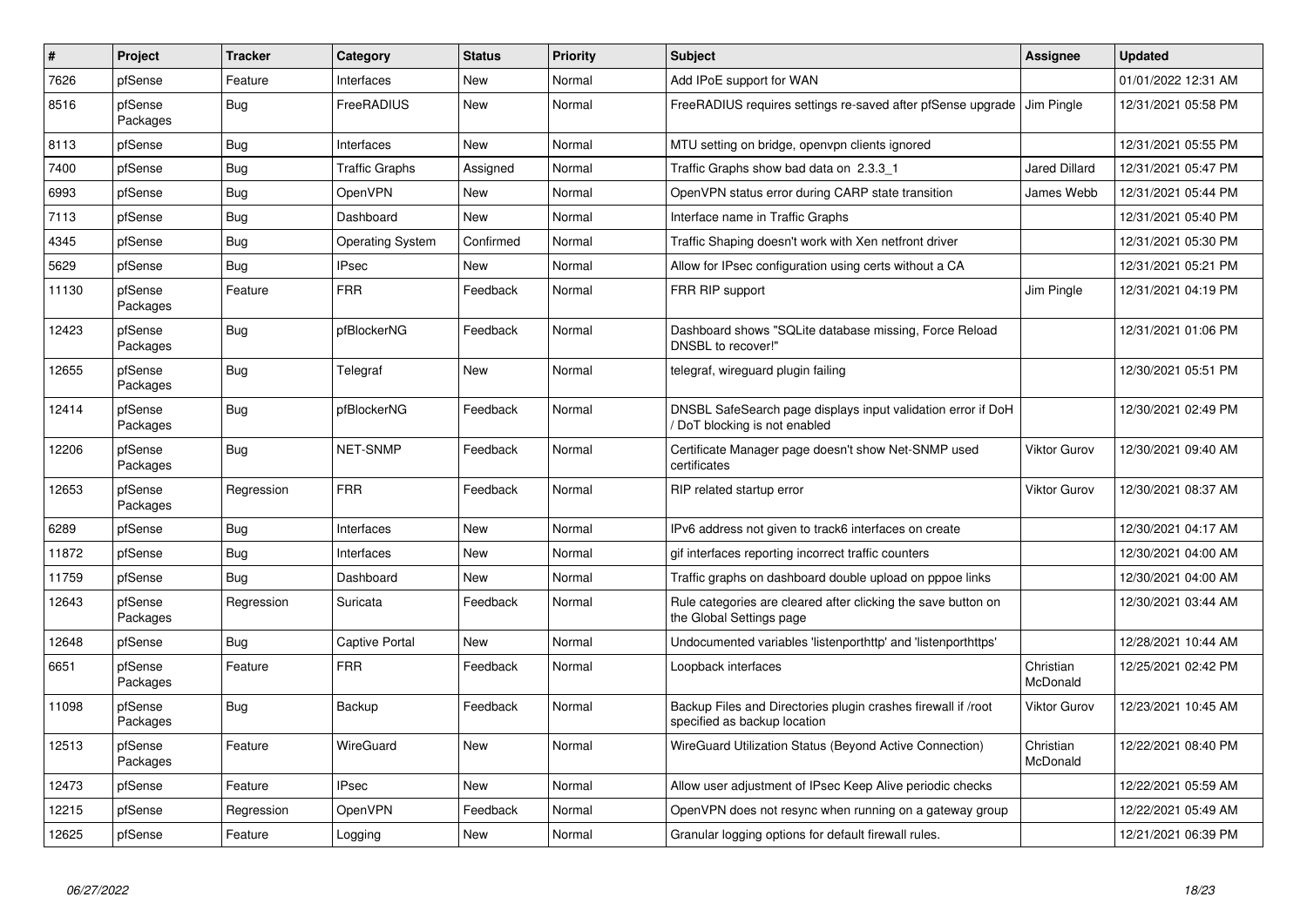| # | Project | Tracker | Category | Status | Priority | Subject | Assignee | Updated |
|---|---|---|---|---|---|---|---|---|
| 7626 | pfSense | Feature | Interfaces | New | Normal | Add IPoE support for WAN | | 01/01/2022 12:31 AM |
| 8516 | pfSense Packages | Bug | FreeRADIUS | New | Normal | FreeRADIUS requires settings re-saved after pfSense upgrade | Jim Pingle | 12/31/2021 05:58 PM |
| 8113 | pfSense | Bug | Interfaces | New | Normal | MTU setting on bridge, openvpn clients ignored | | 12/31/2021 05:55 PM |
| 7400 | pfSense | Bug | Traffic Graphs | Assigned | Normal | Traffic Graphs show bad data on 2.3.3_1 | Jared Dillard | 12/31/2021 05:47 PM |
| 6993 | pfSense | Bug | OpenVPN | New | Normal | OpenVPN status error during CARP state transition | James Webb | 12/31/2021 05:44 PM |
| 7113 | pfSense | Bug | Dashboard | New | Normal | Interface name in Traffic Graphs | | 12/31/2021 05:40 PM |
| 4345 | pfSense | Bug | Operating System | Confirmed | Normal | Traffic Shaping doesn't work with Xen netfront driver | | 12/31/2021 05:30 PM |
| 5629 | pfSense | Bug | IPsec | New | Normal | Allow for IPsec configuration using certs without a CA | | 12/31/2021 05:21 PM |
| 11130 | pfSense Packages | Feature | FRR | Feedback | Normal | FRR RIP support | Jim Pingle | 12/31/2021 04:19 PM |
| 12423 | pfSense Packages | Bug | pfBlockerNG | Feedback | Normal | Dashboard shows "SQLite database missing, Force Reload DNSBL to recover!" | | 12/31/2021 01:06 PM |
| 12655 | pfSense Packages | Bug | Telegraf | New | Normal | telegraf, wireguard plugin failing | | 12/30/2021 05:51 PM |
| 12414 | pfSense Packages | Bug | pfBlockerNG | Feedback | Normal | DNSBL SafeSearch page displays input validation error if DoH / DoT blocking is not enabled | | 12/30/2021 02:49 PM |
| 12206 | pfSense Packages | Bug | NET-SNMP | Feedback | Normal | Certificate Manager page doesn't show Net-SNMP used certificates | Viktor Gurov | 12/30/2021 09:40 AM |
| 12653 | pfSense Packages | Regression | FRR | Feedback | Normal | RIP related startup error | Viktor Gurov | 12/30/2021 08:37 AM |
| 6289 | pfSense | Bug | Interfaces | New | Normal | IPv6 address not given to track6 interfaces on create | | 12/30/2021 04:17 AM |
| 11872 | pfSense | Bug | Interfaces | New | Normal | gif interfaces reporting incorrect traffic counters | | 12/30/2021 04:00 AM |
| 11759 | pfSense | Bug | Dashboard | New | Normal | Traffic graphs on dashboard double upload on pppoe links | | 12/30/2021 04:00 AM |
| 12643 | pfSense Packages | Regression | Suricata | Feedback | Normal | Rule categories are cleared after clicking the save button on the Global Settings page | | 12/30/2021 03:44 AM |
| 12648 | pfSense | Bug | Captive Portal | New | Normal | Undocumented variables 'listenporthttp' and 'listenporthttps' | | 12/28/2021 10:44 AM |
| 6651 | pfSense Packages | Feature | FRR | Feedback | Normal | Loopback interfaces | Christian McDonald | 12/25/2021 02:42 PM |
| 11098 | pfSense Packages | Bug | Backup | Feedback | Normal | Backup Files and Directories plugin crashes firewall if /root specified as backup location | Viktor Gurov | 12/23/2021 10:45 AM |
| 12513 | pfSense Packages | Feature | WireGuard | New | Normal | WireGuard Utilization Status (Beyond Active Connection) | Christian McDonald | 12/22/2021 08:40 PM |
| 12473 | pfSense | Feature | IPsec | New | Normal | Allow user adjustment of IPsec Keep Alive periodic checks | | 12/22/2021 05:59 AM |
| 12215 | pfSense | Regression | OpenVPN | Feedback | Normal | OpenVPN does not resync when running on a gateway group | | 12/22/2021 05:49 AM |
| 12625 | pfSense | Feature | Logging | New | Normal | Granular logging options for default firewall rules. | | 12/21/2021 06:39 PM |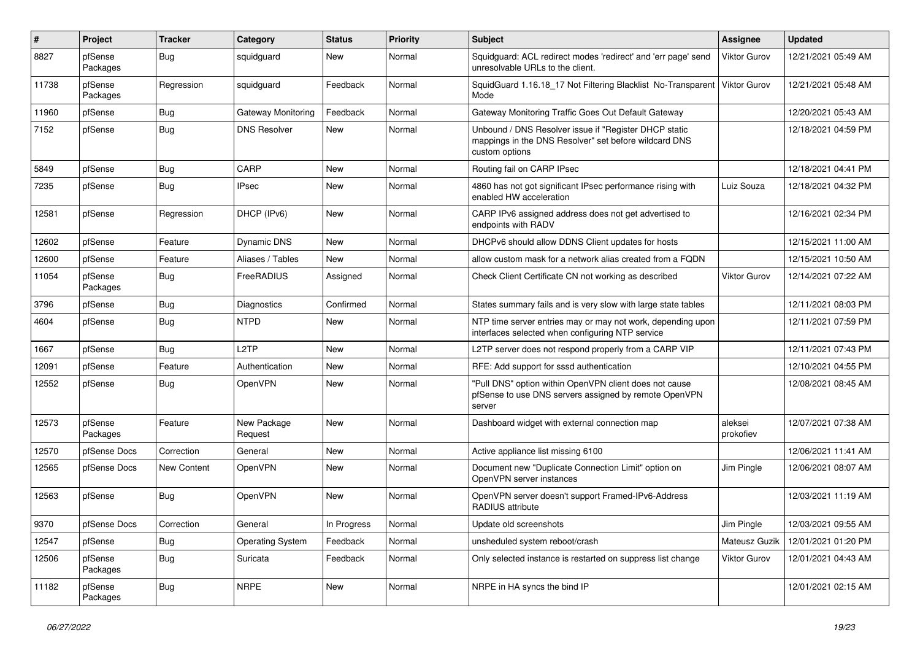| # | Project | Tracker | Category | Status | Priority | Subject | Assignee | Updated |
|---|---|---|---|---|---|---|---|---|
| 8827 | pfSense Packages | Bug | squidguard | New | Normal | Squidguard: ACL redirect modes 'redirect' and 'err page' send unresolvable URLs to the client. | Viktor Gurov | 12/21/2021 05:49 AM |
| 11738 | pfSense Packages | Regression | squidguard | Feedback | Normal | SquidGuard 1.16.18_17 Not Filtering Blacklist No-Transparent Mode | Viktor Gurov | 12/21/2021 05:48 AM |
| 11960 | pfSense | Bug | Gateway Monitoring | Feedback | Normal | Gateway Monitoring Traffic Goes Out Default Gateway | | 12/20/2021 05:43 AM |
| 7152 | pfSense | Bug | DNS Resolver | New | Normal | Unbound / DNS Resolver issue if "Register DHCP static mappings in the DNS Resolver" set before wildcard DNS custom options | | 12/18/2021 04:59 PM |
| 5849 | pfSense | Bug | CARP | New | Normal | Routing fail on CARP IPsec | | 12/18/2021 04:41 PM |
| 7235 | pfSense | Bug | IPsec | New | Normal | 4860 has not got significant IPsec performance rising with enabled HW acceleration | Luiz Souza | 12/18/2021 04:32 PM |
| 12581 | pfSense | Regression | DHCP (IPv6) | New | Normal | CARP IPv6 assigned address does not get advertised to endpoints with RADV | | 12/16/2021 02:34 PM |
| 12602 | pfSense | Feature | Dynamic DNS | New | Normal | DHCPv6 should allow DDNS Client updates for hosts | | 12/15/2021 11:00 AM |
| 12600 | pfSense | Feature | Aliases / Tables | New | Normal | allow custom mask for a network alias created from a FQDN | | 12/15/2021 10:50 AM |
| 11054 | pfSense Packages | Bug | FreeRADIUS | Assigned | Normal | Check Client Certificate CN not working as described | Viktor Gurov | 12/14/2021 07:22 AM |
| 3796 | pfSense | Bug | Diagnostics | Confirmed | Normal | States summary fails and is very slow with large state tables | | 12/11/2021 08:03 PM |
| 4604 | pfSense | Bug | NTPD | New | Normal | NTP time server entries may or may not work, depending upon interfaces selected when configuring NTP service | | 12/11/2021 07:59 PM |
| 1667 | pfSense | Bug | L2TP | New | Normal | L2TP server does not respond properly from a CARP VIP | | 12/11/2021 07:43 PM |
| 12091 | pfSense | Feature | Authentication | New | Normal | RFE: Add support for sssd authentication | | 12/10/2021 04:55 PM |
| 12552 | pfSense | Bug | OpenVPN | New | Normal | "Pull DNS" option within OpenVPN client does not cause pfSense to use DNS servers assigned by remote OpenVPN server | | 12/08/2021 08:45 AM |
| 12573 | pfSense Packages | Feature | New Package Request | New | Normal | Dashboard widget with external connection map | aleksei prokofiev | 12/07/2021 07:38 AM |
| 12570 | pfSense Docs | Correction | General | New | Normal | Active appliance list missing 6100 | | 12/06/2021 11:41 AM |
| 12565 | pfSense Docs | New Content | OpenVPN | New | Normal | Document new "Duplicate Connection Limit" option on OpenVPN server instances | Jim Pingle | 12/06/2021 08:07 AM |
| 12563 | pfSense | Bug | OpenVPN | New | Normal | OpenVPN server doesn't support Framed-IPv6-Address RADIUS attribute | | 12/03/2021 11:19 AM |
| 9370 | pfSense Docs | Correction | General | In Progress | Normal | Update old screenshots | Jim Pingle | 12/03/2021 09:55 AM |
| 12547 | pfSense | Bug | Operating System | Feedback | Normal | unsheduled system reboot/crash | Mateusz Guzik | 12/01/2021 01:20 PM |
| 12506 | pfSense Packages | Bug | Suricata | Feedback | Normal | Only selected instance is restarted on suppress list change | Viktor Gurov | 12/01/2021 04:43 AM |
| 11182 | pfSense Packages | Bug | NRPE | New | Normal | NRPE in HA syncs the bind IP | | 12/01/2021 02:15 AM |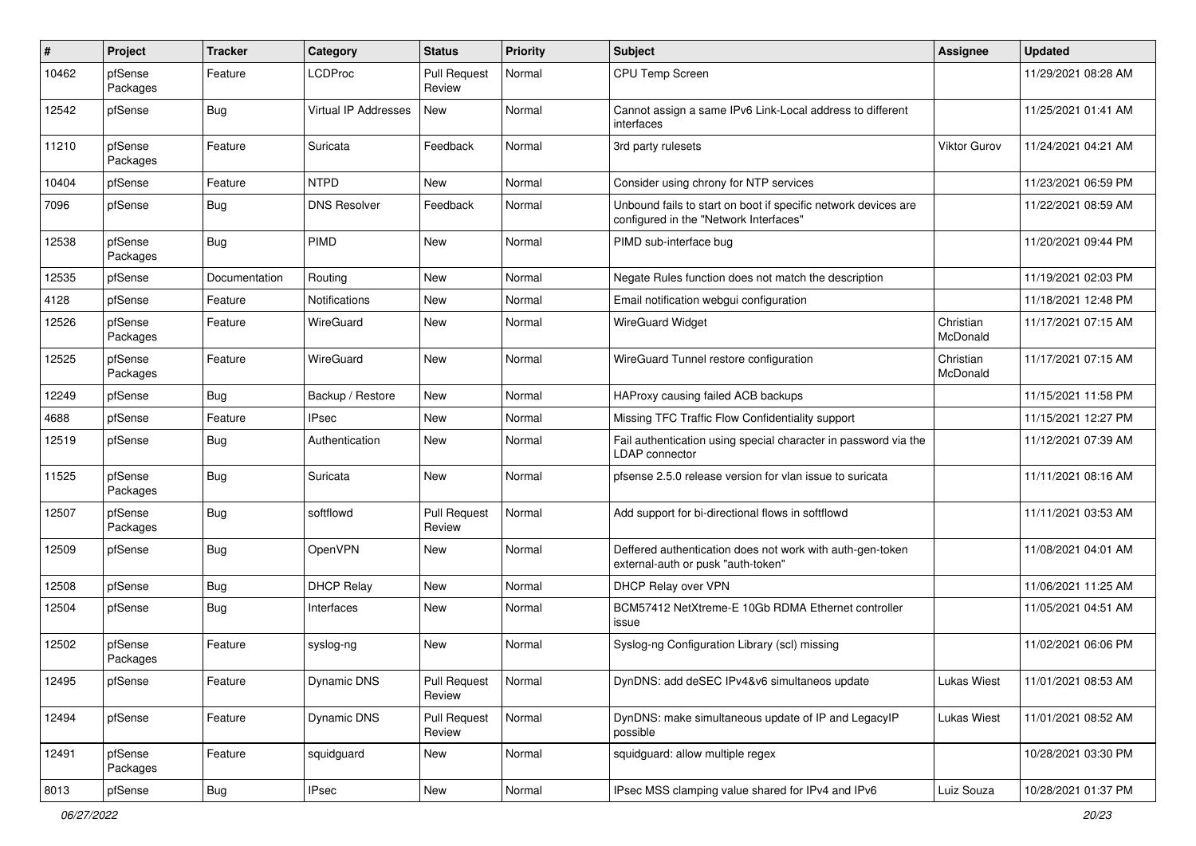| # | Project | Tracker | Category | Status | Priority | Subject | Assignee | Updated |
|---|---|---|---|---|---|---|---|---|
| 10462 | pfSense Packages | Feature | LCDProc | Pull Request Review | Normal | CPU Temp Screen | | 11/29/2021 08:28 AM |
| 12542 | pfSense | Bug | Virtual IP Addresses | New | Normal | Cannot assign a same IPv6 Link-Local address to different interfaces | | 11/25/2021 01:41 AM |
| 11210 | pfSense Packages | Feature | Suricata | Feedback | Normal | 3rd party rulesets | Viktor Gurov | 11/24/2021 04:21 AM |
| 10404 | pfSense | Feature | NTPD | New | Normal | Consider using chrony for NTP services | | 11/23/2021 06:59 PM |
| 7096 | pfSense | Bug | DNS Resolver | Feedback | Normal | Unbound fails to start on boot if specific network devices are configured in the "Network Interfaces" | | 11/22/2021 08:59 AM |
| 12538 | pfSense Packages | Bug | PIMD | New | Normal | PIMD sub-interface bug | | 11/20/2021 09:44 PM |
| 12535 | pfSense | Documentation | Routing | New | Normal | Negate Rules function does not match the description | | 11/19/2021 02:03 PM |
| 4128 | pfSense | Feature | Notifications | New | Normal | Email notification webgui configuration | | 11/18/2021 12:48 PM |
| 12526 | pfSense Packages | Feature | WireGuard | New | Normal | WireGuard Widget | Christian McDonald | 11/17/2021 07:15 AM |
| 12525 | pfSense Packages | Feature | WireGuard | New | Normal | WireGuard Tunnel restore configuration | Christian McDonald | 11/17/2021 07:15 AM |
| 12249 | pfSense | Bug | Backup / Restore | New | Normal | HAProxy causing failed ACB backups | | 11/15/2021 11:58 PM |
| 4688 | pfSense | Feature | IPsec | New | Normal | Missing TFC Traffic Flow Confidentiality support | | 11/15/2021 12:27 PM |
| 12519 | pfSense | Bug | Authentication | New | Normal | Fail authentication using special character in password via the LDAP connector | | 11/12/2021 07:39 AM |
| 11525 | pfSense Packages | Bug | Suricata | New | Normal | pfsense 2.5.0 release version for vlan issue to suricata | | 11/11/2021 08:16 AM |
| 12507 | pfSense Packages | Bug | softflowd | Pull Request Review | Normal | Add support for bi-directional flows in softflowd | | 11/11/2021 03:53 AM |
| 12509 | pfSense | Bug | OpenVPN | New | Normal | Deffered authentication does not work with auth-gen-token external-auth or pusk "auth-token" | | 11/08/2021 04:01 AM |
| 12508 | pfSense | Bug | DHCP Relay | New | Normal | DHCP Relay over VPN | | 11/06/2021 11:25 AM |
| 12504 | pfSense | Bug | Interfaces | New | Normal | BCM57412 NetXtreme-E 10Gb RDMA Ethernet controller issue | | 11/05/2021 04:51 AM |
| 12502 | pfSense Packages | Feature | syslog-ng | New | Normal | Syslog-ng Configuration Library (scl) missing | | 11/02/2021 06:06 PM |
| 12495 | pfSense | Feature | Dynamic DNS | Pull Request Review | Normal | DynDNS: add deSEC IPv4&v6 simultaneos update | Lukas Wiest | 11/01/2021 08:53 AM |
| 12494 | pfSense | Feature | Dynamic DNS | Pull Request Review | Normal | DynDNS: make simultaneous update of IP and LegacyIP possible | Lukas Wiest | 11/01/2021 08:52 AM |
| 12491 | pfSense Packages | Feature | squidguard | New | Normal | squidguard: allow multiple regex | | 10/28/2021 03:30 PM |
| 8013 | pfSense | Bug | IPsec | New | Normal | IPsec MSS clamping value shared for IPv4 and IPv6 | Luiz Souza | 10/28/2021 01:37 PM |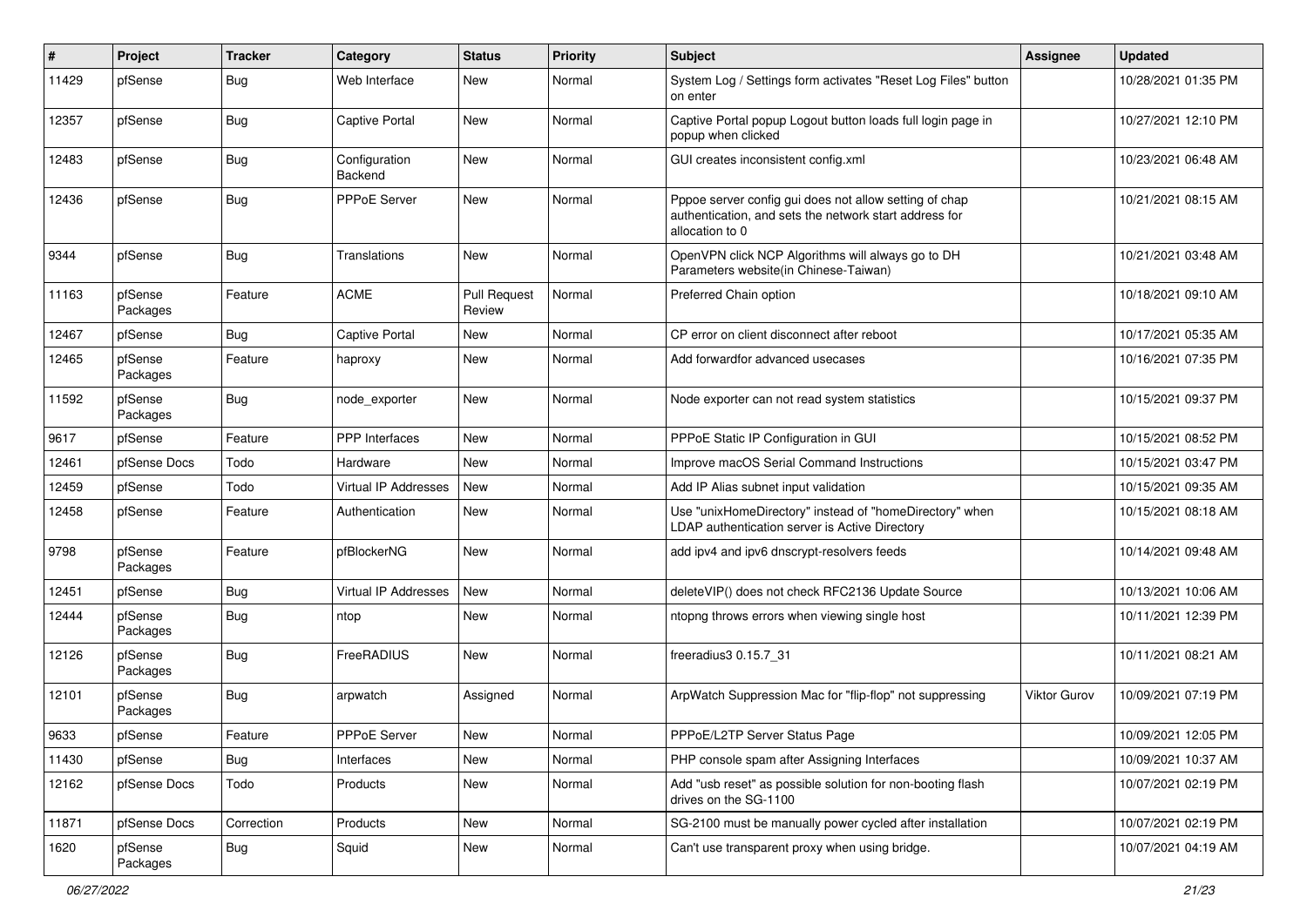| # | Project | Tracker | Category | Status | Priority | Subject | Assignee | Updated |
|---|---|---|---|---|---|---|---|---|
| 11429 | pfSense | Bug | Web Interface | New | Normal | System Log / Settings form activates "Reset Log Files" button on enter | | 10/28/2021 01:35 PM |
| 12357 | pfSense | Bug | Captive Portal | New | Normal | Captive Portal popup Logout button loads full login page in popup when clicked | | 10/27/2021 12:10 PM |
| 12483 | pfSense | Bug | Configuration Backend | New | Normal | GUI creates inconsistent config.xml | | 10/23/2021 06:48 AM |
| 12436 | pfSense | Bug | PPPoE Server | New | Normal | Pppoe server config gui does not allow setting of chap authentication, and sets the network start address for allocation to 0 | | 10/21/2021 08:15 AM |
| 9344 | pfSense | Bug | Translations | New | Normal | OpenVPN click NCP Algorithms will always go to DH Parameters website(in Chinese-Taiwan) | | 10/21/2021 03:48 AM |
| 11163 | pfSense Packages | Feature | ACME | Pull Request Review | Normal | Preferred Chain option | | 10/18/2021 09:10 AM |
| 12467 | pfSense | Bug | Captive Portal | New | Normal | CP error on client disconnect after reboot | | 10/17/2021 05:35 AM |
| 12465 | pfSense Packages | Feature | haproxy | New | Normal | Add forwardfor advanced usecases | | 10/16/2021 07:35 PM |
| 11592 | pfSense Packages | Bug | node_exporter | New | Normal | Node exporter can not read system statistics | | 10/15/2021 09:37 PM |
| 9617 | pfSense | Feature | PPP Interfaces | New | Normal | PPPoE Static IP Configuration in GUI | | 10/15/2021 08:52 PM |
| 12461 | pfSense Docs | Todo | Hardware | New | Normal | Improve macOS Serial Command Instructions | | 10/15/2021 03:47 PM |
| 12459 | pfSense | Todo | Virtual IP Addresses | New | Normal | Add IP Alias subnet input validation | | 10/15/2021 09:35 AM |
| 12458 | pfSense | Feature | Authentication | New | Normal | Use "unixHomeDirectory" instead of "homeDirectory" when LDAP authentication server is Active Directory | | 10/15/2021 08:18 AM |
| 9798 | pfSense Packages | Feature | pfBlockerNG | New | Normal | add ipv4 and ipv6 dnscrypt-resolvers feeds | | 10/14/2021 09:48 AM |
| 12451 | pfSense | Bug | Virtual IP Addresses | New | Normal | deleteVIP() does not check RFC2136 Update Source | | 10/13/2021 10:06 AM |
| 12444 | pfSense Packages | Bug | ntop | New | Normal | ntopng throws errors when viewing single host | | 10/11/2021 12:39 PM |
| 12126 | pfSense Packages | Bug | FreeRADIUS | New | Normal | freeradius3 0.15.7_31 | | 10/11/2021 08:21 AM |
| 12101 | pfSense Packages | Bug | arpwatch | Assigned | Normal | ArpWatch Suppression Mac for "flip-flop" not suppressing | Viktor Gurov | 10/09/2021 07:19 PM |
| 9633 | pfSense | Feature | PPPoE Server | New | Normal | PPPoE/L2TP Server Status Page | | 10/09/2021 12:05 PM |
| 11430 | pfSense | Bug | Interfaces | New | Normal | PHP console spam after Assigning Interfaces | | 10/09/2021 10:37 AM |
| 12162 | pfSense Docs | Todo | Products | New | Normal | Add "usb reset" as possible solution for non-booting flash drives on the SG-1100 | | 10/07/2021 02:19 PM |
| 11871 | pfSense Docs | Correction | Products | New | Normal | SG-2100 must be manually power cycled after installation | | 10/07/2021 02:19 PM |
| 1620 | pfSense Packages | Bug | Squid | New | Normal | Can't use transparent proxy when using bridge. | | 10/07/2021 04:19 AM |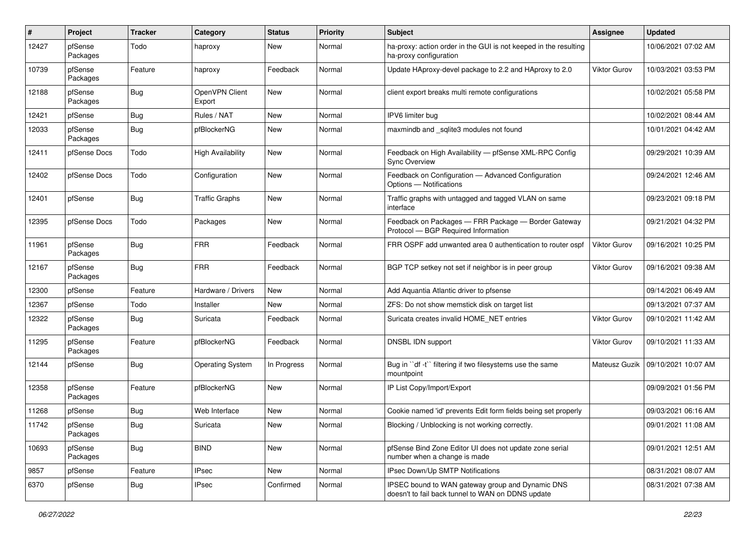| # | Project | Tracker | Category | Status | Priority | Subject | Assignee | Updated |
|---|---|---|---|---|---|---|---|---|
| 12427 | pfSense Packages | Todo | haproxy | New | Normal | ha-proxy: action order in the GUI is not keeped in the resulting ha-proxy configuration | | 10/06/2021 07:02 AM |
| 10739 | pfSense Packages | Feature | haproxy | Feedback | Normal | Update HAproxy-devel package to 2.2 and HAproxy to 2.0 | Viktor Gurov | 10/03/2021 03:53 PM |
| 12188 | pfSense Packages | Bug | OpenVPN Client Export | New | Normal | client export breaks multi remote configurations | | 10/02/2021 05:58 PM |
| 12421 | pfSense | Bug | Rules / NAT | New | Normal | IPV6 limiter bug | | 10/02/2021 08:44 AM |
| 12033 | pfSense Packages | Bug | pfBlockerNG | New | Normal | maxmindb and _sqlite3 modules not found | | 10/01/2021 04:42 AM |
| 12411 | pfSense Docs | Todo | High Availability | New | Normal | Feedback on High Availability — pfSense XML-RPC Config Sync Overview | | 09/29/2021 10:39 AM |
| 12402 | pfSense Docs | Todo | Configuration | New | Normal | Feedback on Configuration — Advanced Configuration Options — Notifications | | 09/24/2021 12:46 AM |
| 12401 | pfSense | Bug | Traffic Graphs | New | Normal | Traffic graphs with untagged and tagged VLAN on same interface | | 09/23/2021 09:18 PM |
| 12395 | pfSense Docs | Todo | Packages | New | Normal | Feedback on Packages — FRR Package — Border Gateway Protocol — BGP Required Information | | 09/21/2021 04:32 PM |
| 11961 | pfSense Packages | Bug | FRR | Feedback | Normal | FRR OSPF add unwanted area 0 authentication to router ospf | Viktor Gurov | 09/16/2021 10:25 PM |
| 12167 | pfSense Packages | Bug | FRR | Feedback | Normal | BGP TCP setkey not set if neighbor is in peer group | Viktor Gurov | 09/16/2021 09:38 AM |
| 12300 | pfSense | Feature | Hardware / Drivers | New | Normal | Add Aquantia Atlantic driver to pfsense | | 09/14/2021 06:49 AM |
| 12367 | pfSense | Todo | Installer | New | Normal | ZFS: Do not show memstick disk on target list | | 09/13/2021 07:37 AM |
| 12322 | pfSense Packages | Bug | Suricata | Feedback | Normal | Suricata creates invalid HOME_NET entries | Viktor Gurov | 09/10/2021 11:42 AM |
| 11295 | pfSense Packages | Feature | pfBlockerNG | Feedback | Normal | DNSBL IDN support | Viktor Gurov | 09/10/2021 11:33 AM |
| 12144 | pfSense | Bug | Operating System | In Progress | Normal | Bug in ``df -t`` filtering if two filesystems use the same mountpoint | Mateusz Guzik | 09/10/2021 10:07 AM |
| 12358 | pfSense Packages | Feature | pfBlockerNG | New | Normal | IP List Copy/Import/Export | | 09/09/2021 01:56 PM |
| 11268 | pfSense | Bug | Web Interface | New | Normal | Cookie named 'id' prevents Edit form fields being set properly | | 09/03/2021 06:16 AM |
| 11742 | pfSense Packages | Bug | Suricata | New | Normal | Blocking / Unblocking is not working correctly. | | 09/01/2021 11:08 AM |
| 10693 | pfSense Packages | Bug | BIND | New | Normal | pfSense Bind Zone Editor UI does not update zone serial number when a change is made | | 09/01/2021 12:51 AM |
| 9857 | pfSense | Feature | IPsec | New | Normal | IPsec Down/Up SMTP Notifications | | 08/31/2021 08:07 AM |
| 6370 | pfSense | Bug | IPsec | Confirmed | Normal | IPSEC bound to WAN gateway group and Dynamic DNS doesn't to fail back tunnel to WAN on DDNS update | | 08/31/2021 07:38 AM |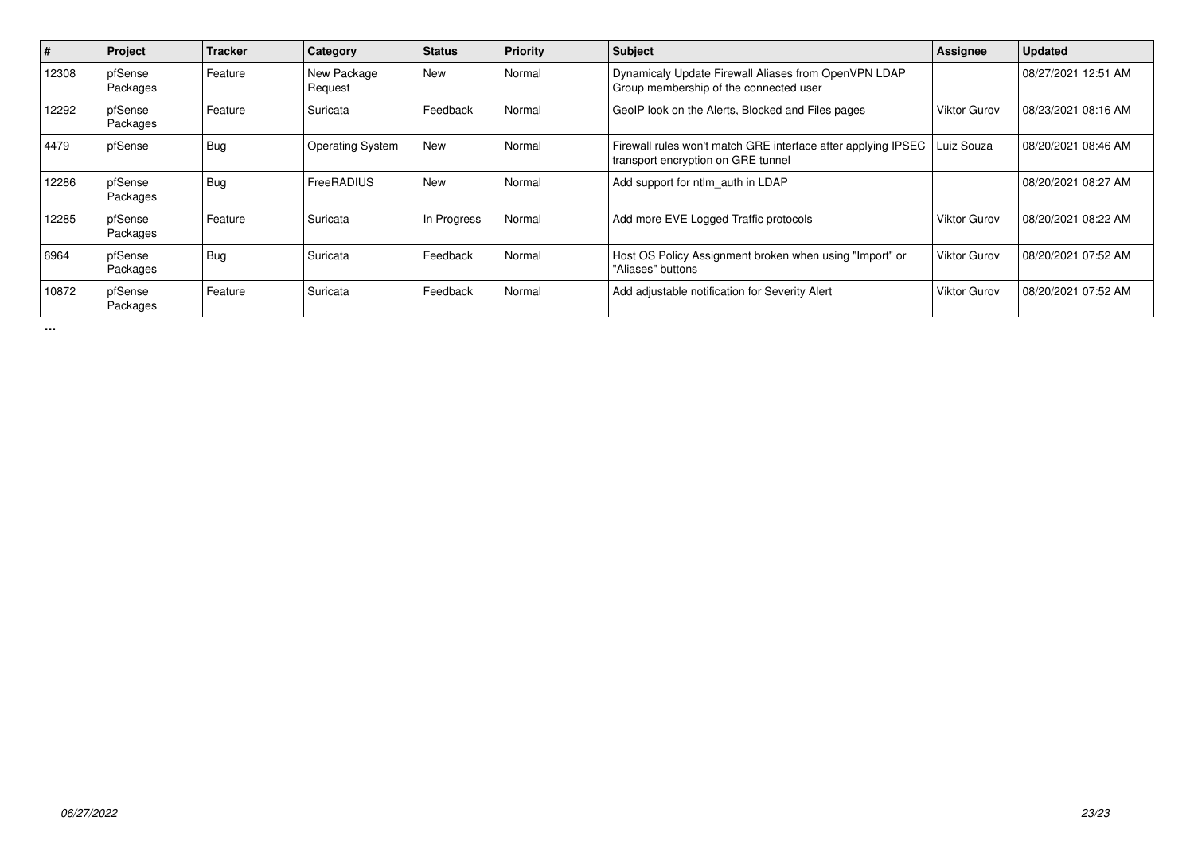| # | Project | Tracker | Category | Status | Priority | Subject | Assignee | Updated |
|---|---|---|---|---|---|---|---|---|
| 12308 | pfSense Packages | Feature | New Package Request | New | Normal | Dynamicaly Update Firewall Aliases from OpenVPN LDAP Group membership of the connected user | | 08/27/2021 12:51 AM |
| 12292 | pfSense Packages | Feature | Suricata | Feedback | Normal | GeoIP look on the Alerts, Blocked and Files pages | Viktor Gurov | 08/23/2021 08:16 AM |
| 4479 | pfSense | Bug | Operating System | New | Normal | Firewall rules won't match GRE interface after applying IPSEC transport encryption on GRE tunnel | Luiz Souza | 08/20/2021 08:46 AM |
| 12286 | pfSense Packages | Bug | FreeRADIUS | New | Normal | Add support for ntlm_auth in LDAP | | 08/20/2021 08:27 AM |
| 12285 | pfSense Packages | Feature | Suricata | In Progress | Normal | Add more EVE Logged Traffic protocols | Viktor Gurov | 08/20/2021 08:22 AM |
| 6964 | pfSense Packages | Bug | Suricata | Feedback | Normal | Host OS Policy Assignment broken when using "Import" or "Aliases" buttons | Viktor Gurov | 08/20/2021 07:52 AM |
| 10872 | pfSense Packages | Feature | Suricata | Feedback | Normal | Add adjustable notification for Severity Alert | Viktor Gurov | 08/20/2021 07:52 AM |

...